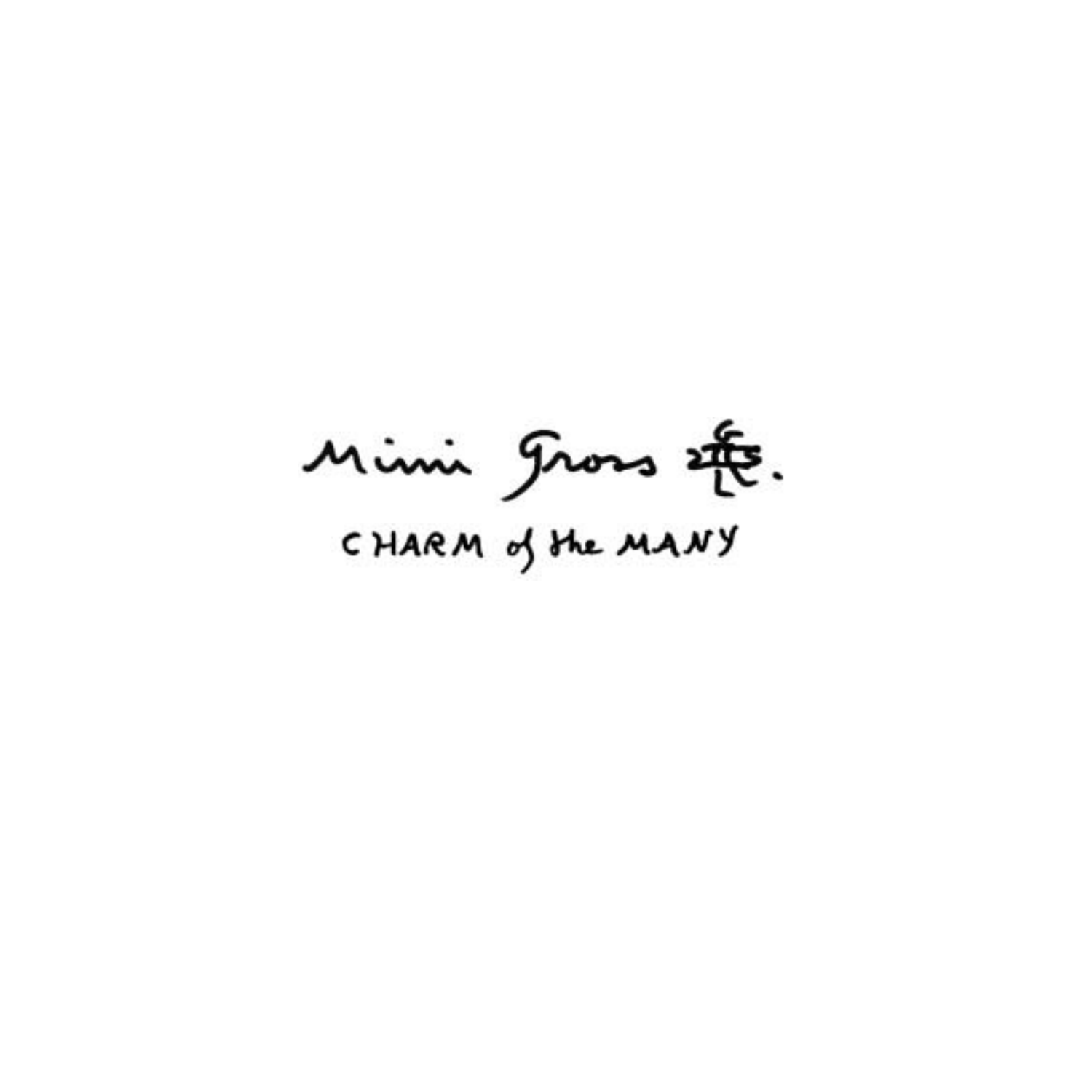Mimi Gross 乖.

CHARM of the MANY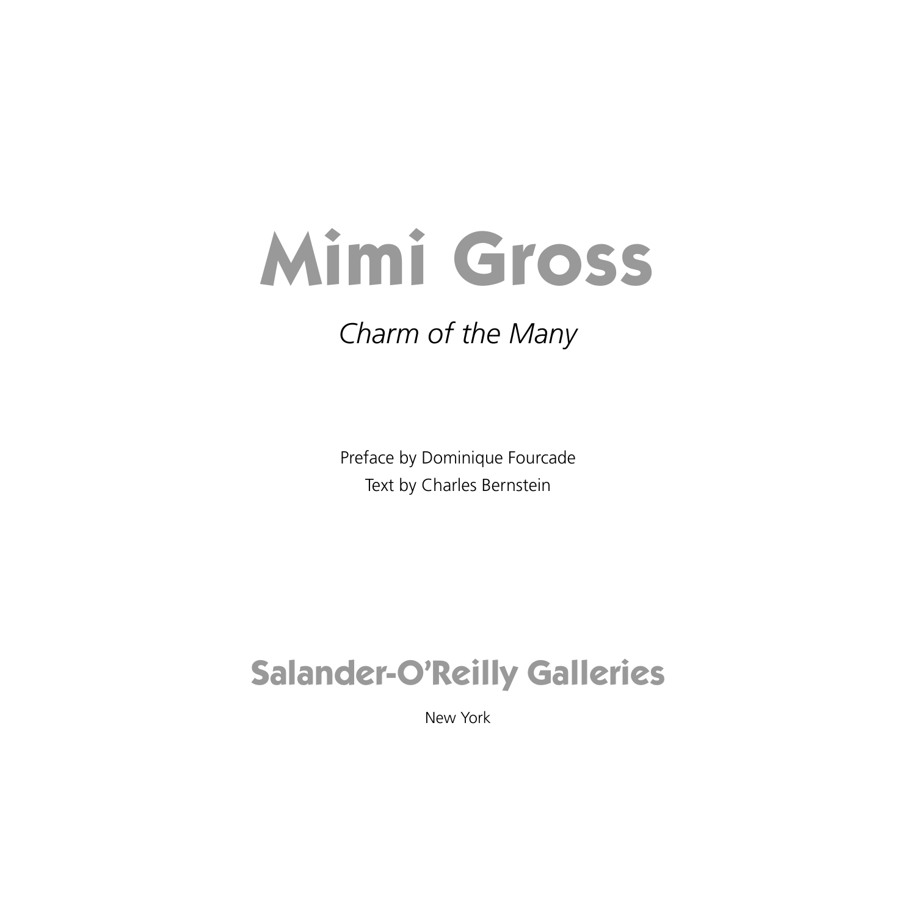# Mimi Gross

*Charm of the Many*

Preface by Dominique Fourcade

Text by Charles Bernstein

## Salander-O'Reilly Galleries

New York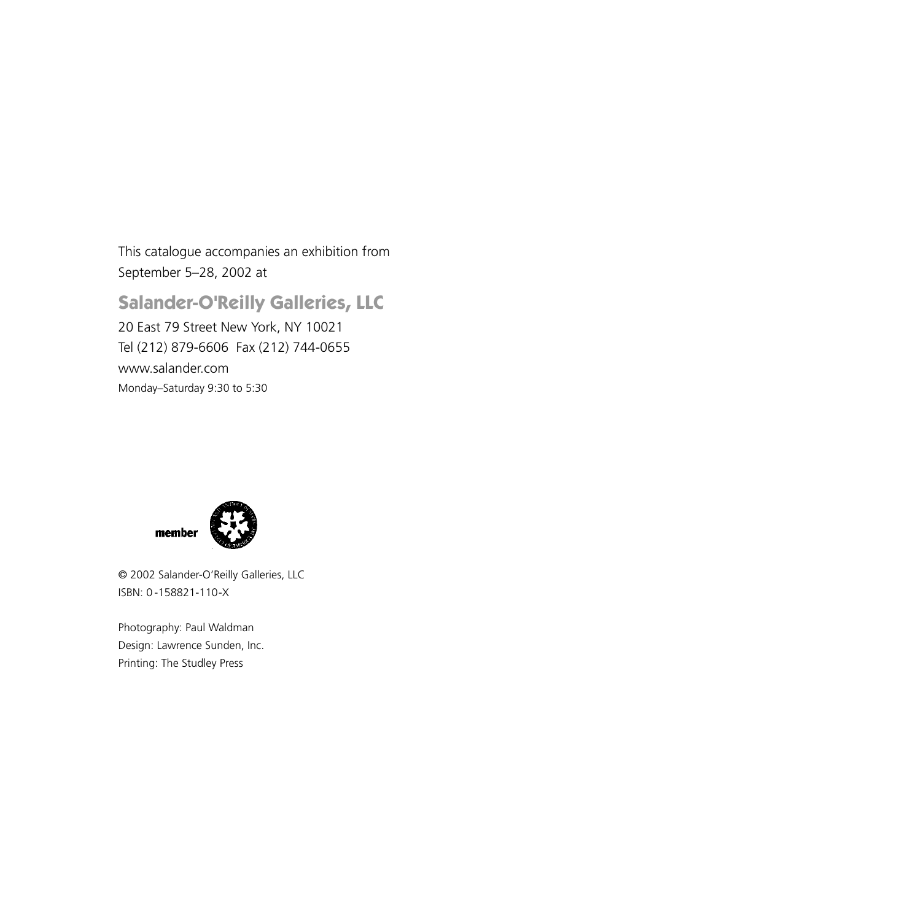This catalogue accompanies an exhibition from September 5–28, 2002 at

**Salander-O'Reilly Galleries, LLC**

20 East 79 Street New York, NY 10021
Tel (212) 879-6606 Fax (212) 744-0655
www.salander.com
Monday–Saturday 9:30 to 5:30

member

© 2002 Salander-O'Reilly Galleries, LLC
ISBN: 0-158821-110-X

Photography: Paul Waldman
Design: Lawrence Sunden, Inc.
Printing: The Studley Press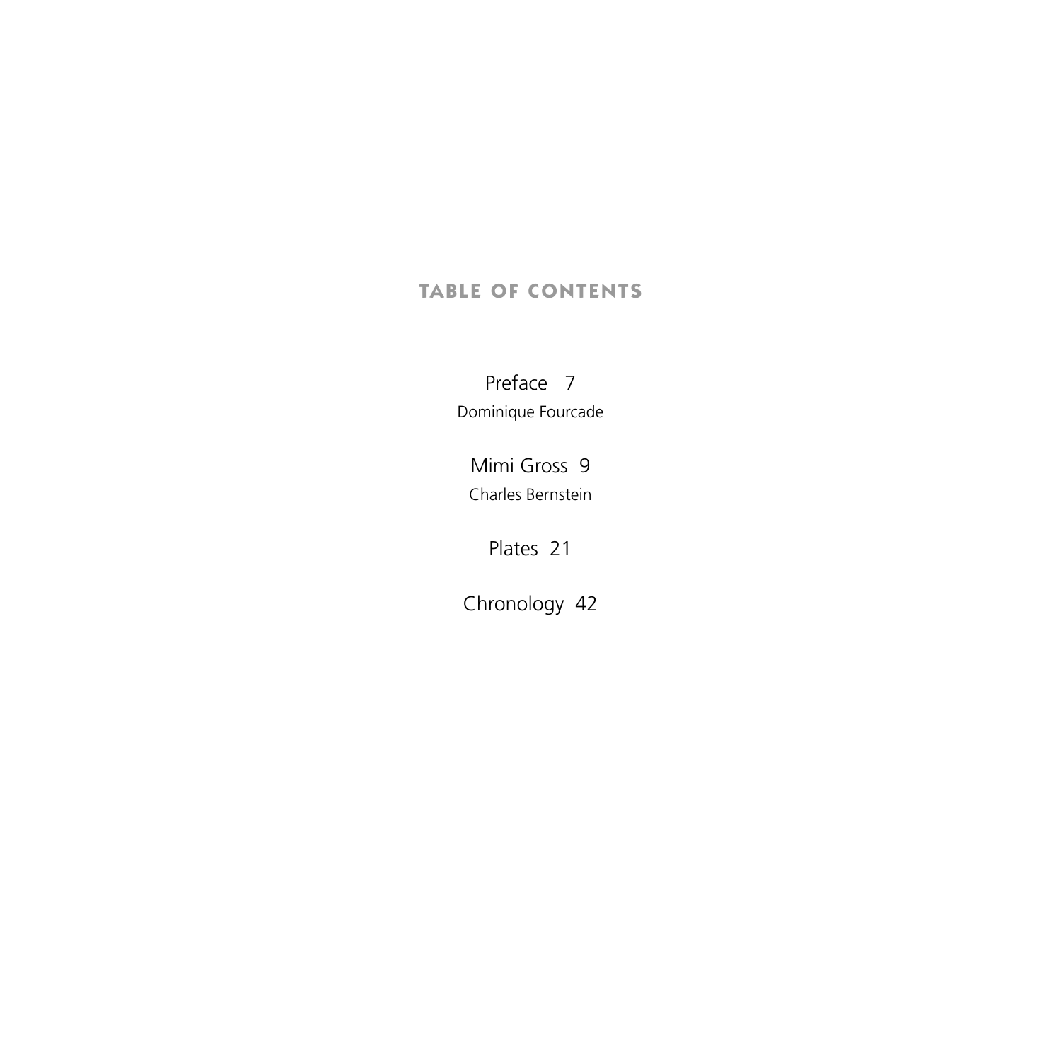## TABLE OF CONTENTS

Preface 7
Dominique Fourcade

Mimi Gross 9
Charles Bernstein

Plates 21

Chronology 42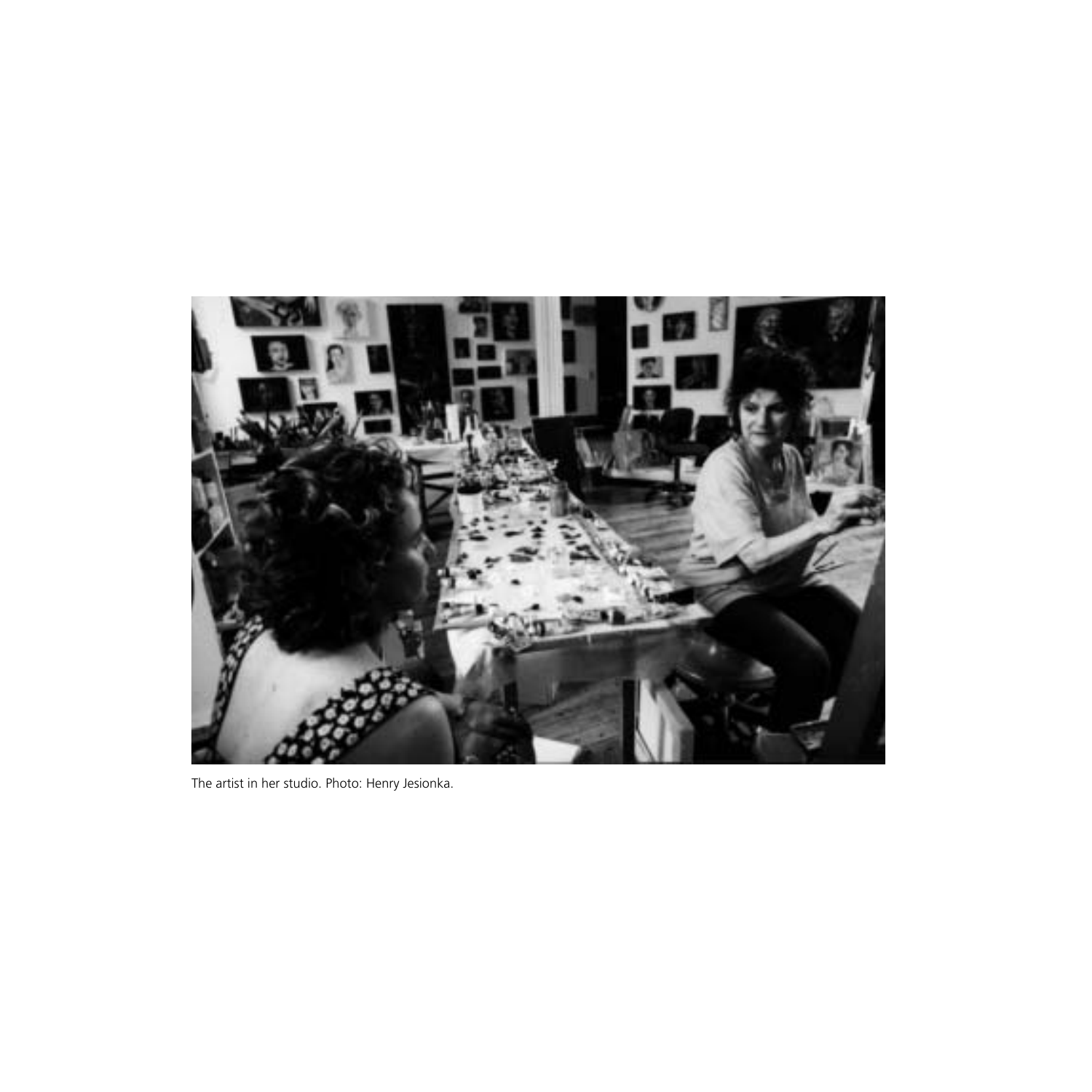The artist in her studio. Photo: Henry Jesionka.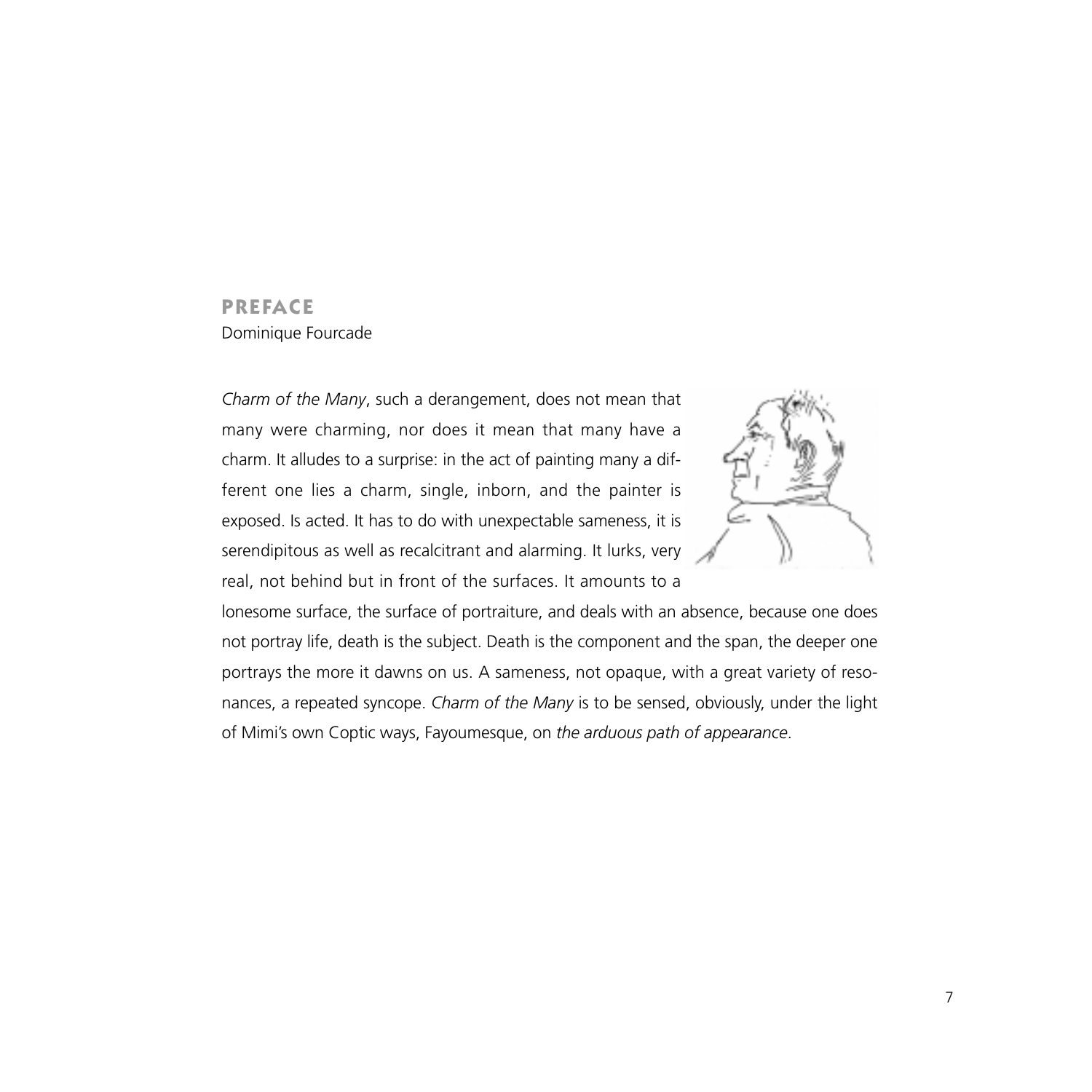# PREFACE

Dominique Fourcade

*Charm of the Many*, such a derangement, does not mean that many were charming, nor does it mean that many have a charm. It alludes to a surprise: in the act of painting many a different one lies a charm, single, inborn, and the painter is exposed. Is acted. It has to do with unexpectable sameness, it is serendipitous as well as recalcitrant and alarming. It lurks, very real, not behind but in front of the surfaces. It amounts to a lonesome surface, the surface of portraiture, and deals with an absence, because one does not portray life, death is the subject. Death is the component and the span, the deeper one portrays the more it dawns on us. A sameness, not opaque, with a great variety of resonances, a repeated syncope. *Charm of the Many* is to be sensed, obviously, under the light of Mimi's own Coptic ways, Fayoumesque, on *the arduous path of appearance*.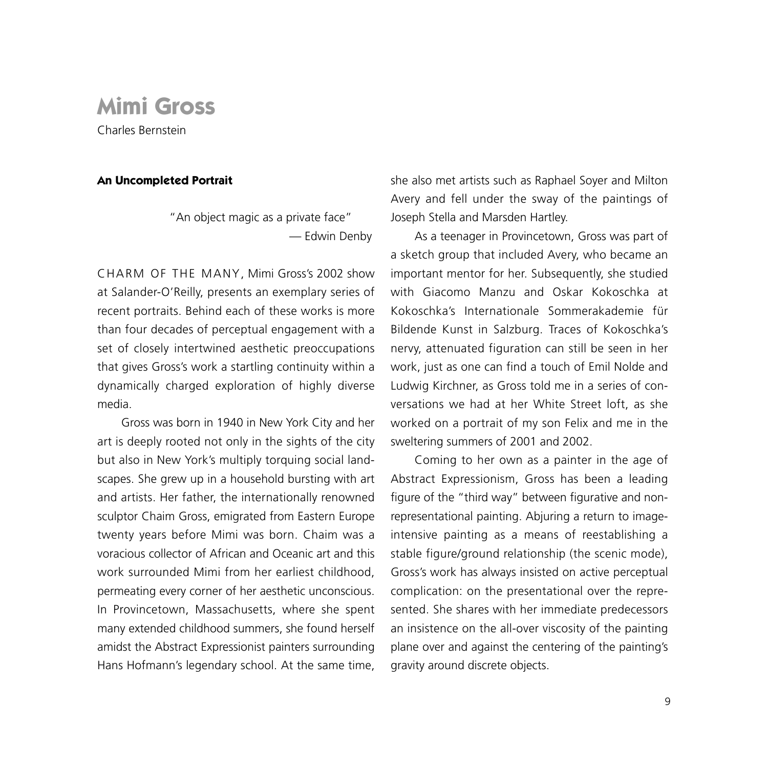# Mimi Gross

Charles Bernstein

### An Uncompleted Portrait

> "An object magic as a private face"
> — Edwin Denby

CHARM OF THE MANY, Mimi Gross's 2002 show at Salander-O'Reilly, presents an exemplary series of recent portraits. Behind each of these works is more than four decades of perceptual engagement with a set of closely intertwined aesthetic preoccupations that gives Gross's work a startling continuity within a dynamically charged exploration of highly diverse media.

Gross was born in 1940 in New York City and her art is deeply rooted not only in the sights of the city but also in New York's multiply torquing social landscapes. She grew up in a household bursting with art and artists. Her father, the internationally renowned sculptor Chaim Gross, emigrated from Eastern Europe twenty years before Mimi was born. Chaim was a voracious collector of African and Oceanic art and this work surrounded Mimi from her earliest childhood, permeating every corner of her aesthetic unconscious. In Provincetown, Massachusetts, where she spent many extended childhood summers, she found herself amidst the Abstract Expressionist painters surrounding Hans Hofmann's legendary school. At the same time, she also met artists such as Raphael Soyer and Milton Avery and fell under the sway of the paintings of Joseph Stella and Marsden Hartley.

As a teenager in Provincetown, Gross was part of a sketch group that included Avery, who became an important mentor for her. Subsequently, she studied with Giacomo Manzu and Oskar Kokoschka at Kokoschka's Internationale Sommerakademie für Bildende Kunst in Salzburg. Traces of Kokoschka's nervy, attenuated figuration can still be seen in her work, just as one can find a touch of Emil Nolde and Ludwig Kirchner, as Gross told me in a series of conversations we had at her White Street loft, as she worked on a portrait of my son Felix and me in the sweltering summers of 2001 and 2002.

Coming to her own as a painter in the age of Abstract Expressionism, Gross has been a leading figure of the "third way" between figurative and non-representational painting. Abjuring a return to image-intensive painting as a means of reestablishing a stable figure/ground relationship (the scenic mode), Gross's work has always insisted on active perceptual complication: on the presentational over the represented. She shares with her immediate predecessors an insistence on the all-over viscosity of the painting plane over and against the centering of the painting's gravity around discrete objects.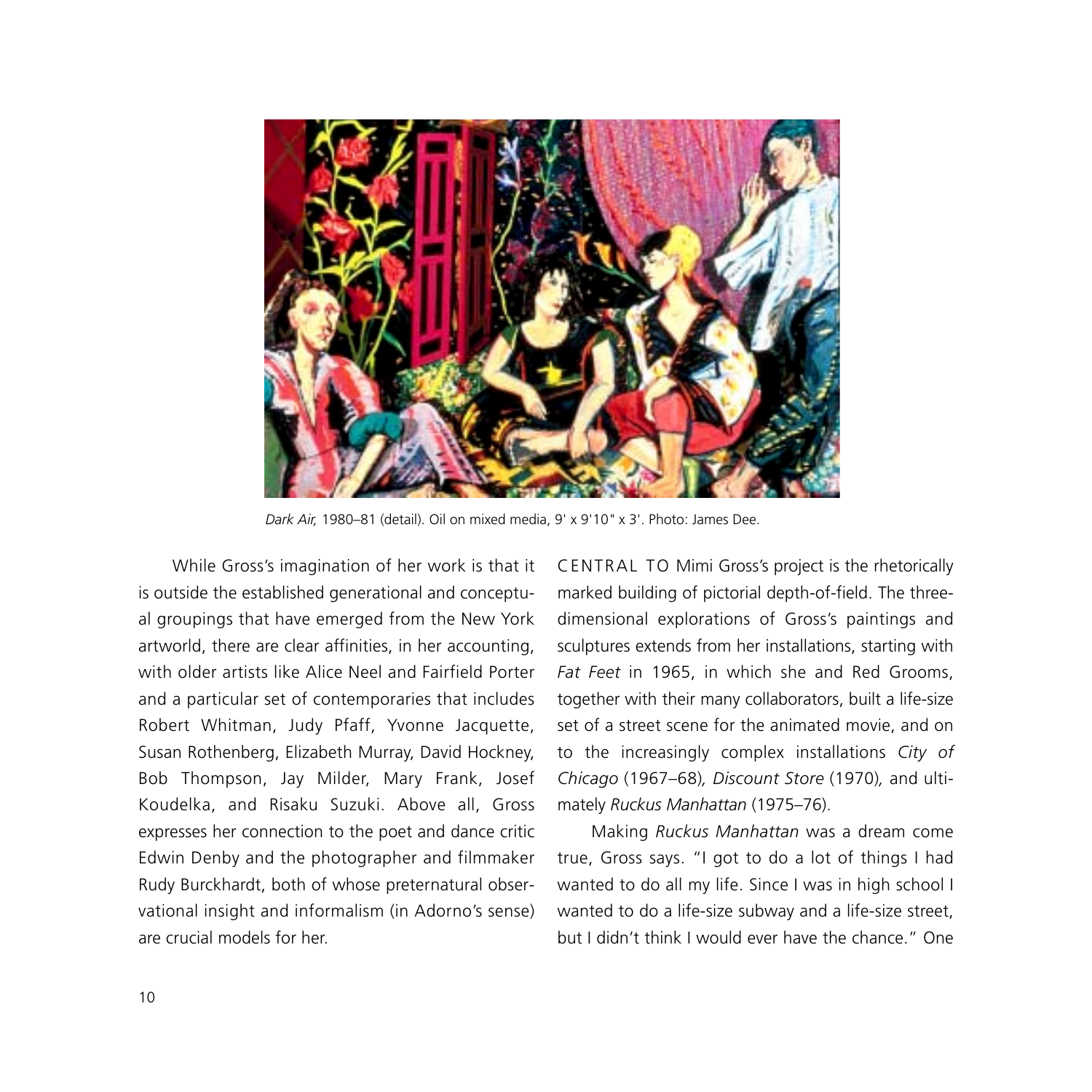*Dark Air,* 1980–81 (detail). Oil on mixed media, 9' x 9'10" x 3'. Photo: James Dee.

While Gross's imagination of her work is that it is outside the established generational and conceptual groupings that have emerged from the New York artworld, there are clear affinities, in her accounting, with older artists like Alice Neel and Fairfield Porter and a particular set of contemporaries that includes Robert Whitman, Judy Pfaff, Yvonne Jacquette, Susan Rothenberg, Elizabeth Murray, David Hockney, Bob Thompson, Jay Milder, Mary Frank, Josef Koudelka, and Risaku Suzuki. Above all, Gross expresses her connection to the poet and dance critic Edwin Denby and the photographer and filmmaker Rudy Burckhardt, both of whose preternatural observational insight and informalism (in Adorno's sense) are crucial models for her.

CENTRAL TO Mimi Gross's project is the rhetorically marked building of pictorial depth-of-field. The three-dimensional explorations of Gross's paintings and sculptures extends from her installations, starting with *Fat Feet* in 1965, in which she and Red Grooms, together with their many collaborators, built a life-size set of a street scene for the animated movie, and on to the increasingly complex installations *City of Chicago* (1967–68), *Discount Store* (1970), and ultimately *Ruckus Manhattan* (1975–76).

Making *Ruckus Manhattan* was a dream come true, Gross says. "I got to do a lot of things I had wanted to do all my life. Since I was in high school I wanted to do a life-size subway and a life-size street, but I didn't think I would ever have the chance." One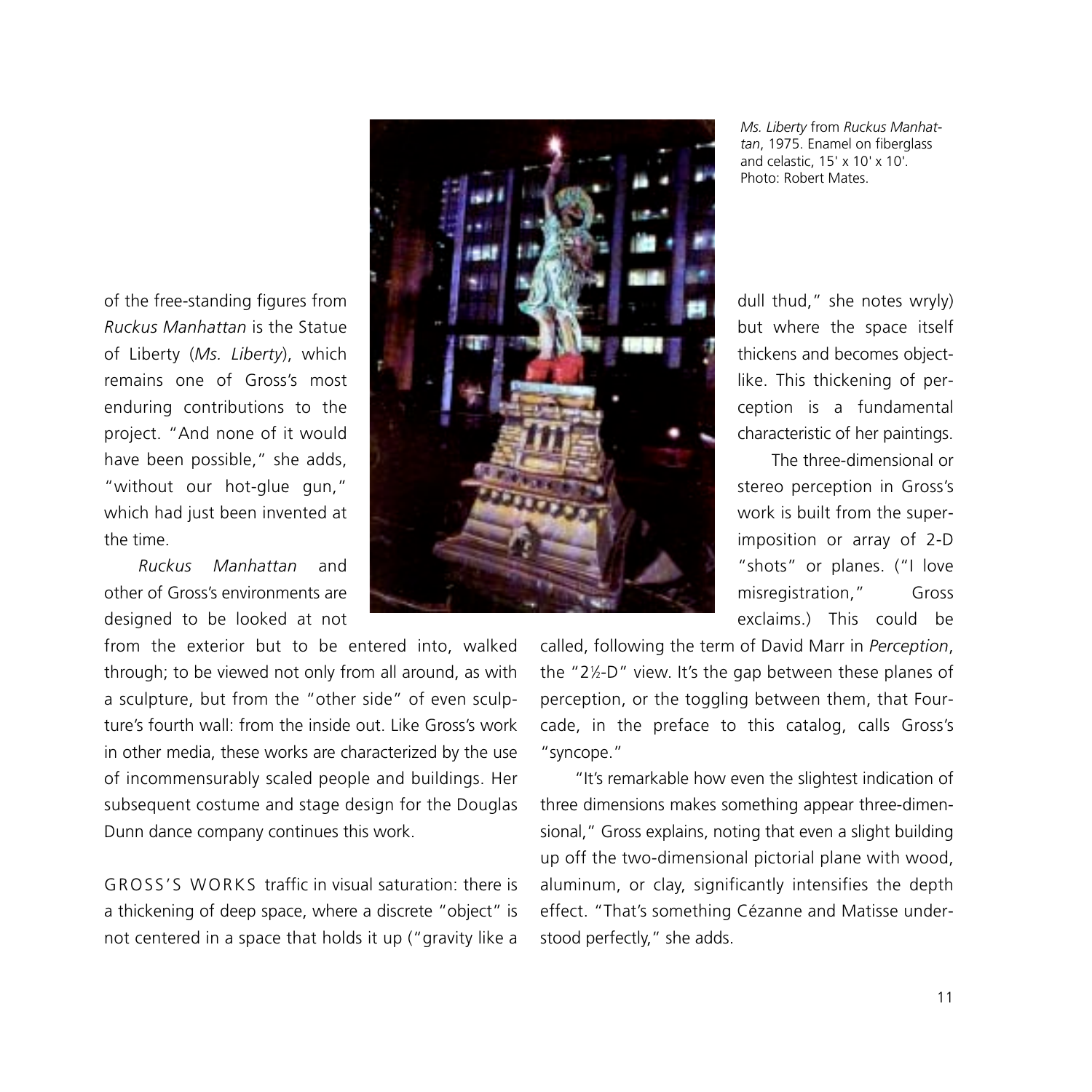*Ms. Liberty* from *Ruckus Manhattan*, 1975. Enamel on fiberglass and celastic, 15' x 10' x 10'. Photo: Robert Mates.

of the free-standing figures from *Ruckus Manhattan* is the Statue of Liberty (*Ms. Liberty*), which remains one of Gross's most enduring contributions to the project. "And none of it would have been possible," she adds, "without our hot-glue gun," which had just been invented at the time.

*Ruckus Manhattan* and other of Gross's environments are designed to be looked at not from the exterior but to be entered into, walked through; to be viewed not only from all around, as with a sculpture, but from the "other side" of even sculpture's fourth wall: from the inside out. Like Gross's work in other media, these works are characterized by the use of incommensurably scaled people and buildings. Her subsequent costume and stage design for the Douglas Dunn dance company continues this work.

GROSS'S WORKS traffic in visual saturation: there is a thickening of deep space, where a discrete "object" is not centered in a space that holds it up ("gravity like a dull thud," she notes wryly) but where the space itself thickens and becomes object-like. This thickening of perception is a fundamental characteristic of her paintings.

The three-dimensional or stereo perception in Gross's work is built from the superimposition or array of 2-D "shots" or planes. ("I love misregistration," Gross exclaims.) This could be called, following the term of David Marr in *Perception*, the "2½-D" view. It's the gap between these planes of perception, or the toggling between them, that Fourcade, in the preface to this catalog, calls Gross's "syncope."

"It's remarkable how even the slightest indication of three dimensions makes something appear three-dimensional," Gross explains, noting that even a slight building up off the two-dimensional pictorial plane with wood, aluminum, or clay, significantly intensifies the depth effect. "That's something Cézanne and Matisse understood perfectly," she adds.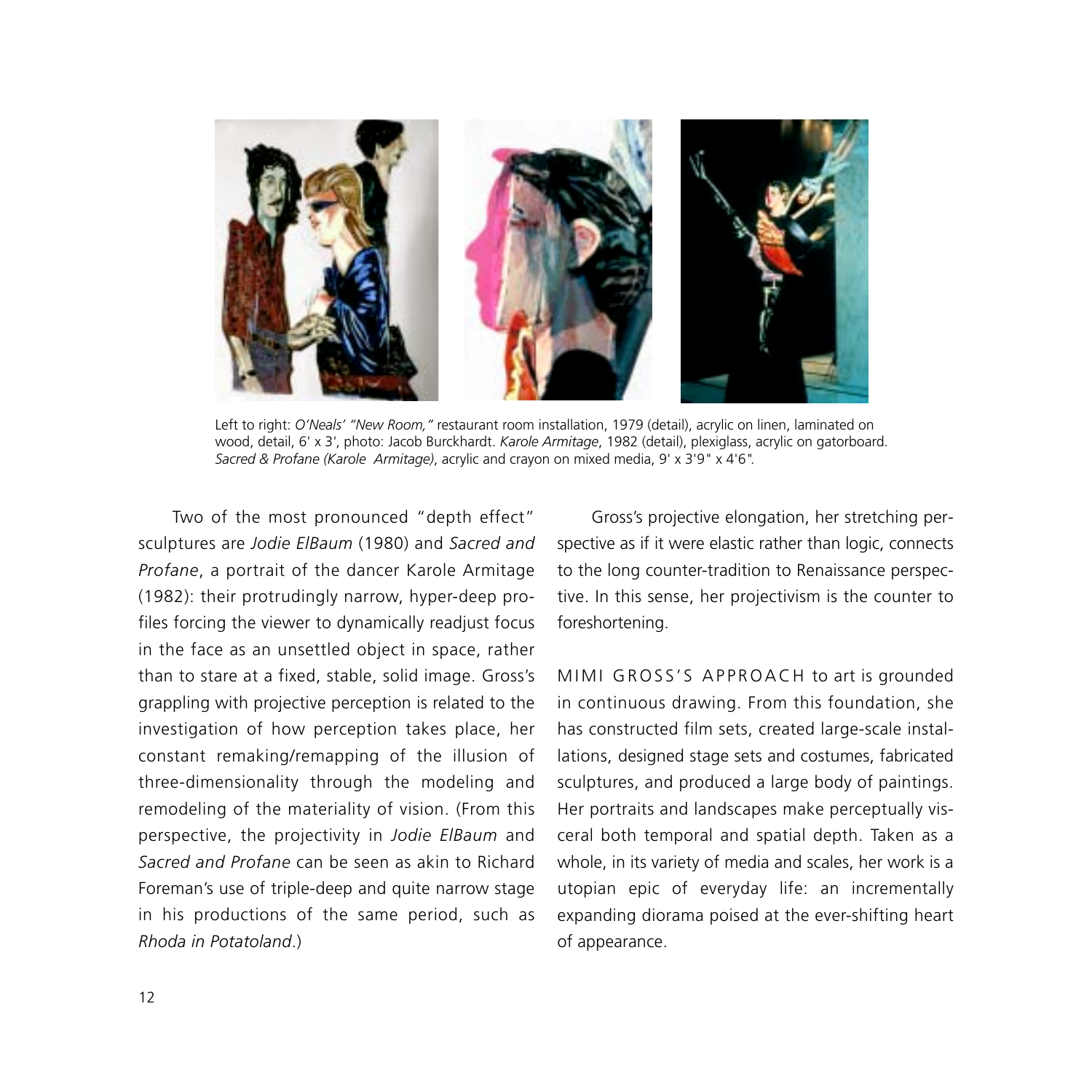Left to right: *O'Neals' "New Room,"* restaurant room installation, 1979 (detail), acrylic on linen, laminated on wood, detail, 6' x 3', photo: Jacob Burckhardt. *Karole Armitage*, 1982 (detail), plexiglass, acrylic on gatorboard. *Sacred & Profane (Karole Armitage)*, acrylic and crayon on mixed media, 9' x 3'9" x 4'6".

Two of the most pronounced "depth effect" sculptures are *Jodie ElBaum* (1980) and *Sacred and Profane*, a portrait of the dancer Karole Armitage (1982): their protrudingly narrow, hyper-deep profiles forcing the viewer to dynamically readjust focus in the face as an unsettled object in space, rather than to stare at a fixed, stable, solid image. Gross's grappling with projective perception is related to the investigation of how perception takes place, her constant remaking/remapping of the illusion of three-dimensionality through the modeling and remodeling of the materiality of vision. (From this perspective, the projectivity in *Jodie ElBaum* and *Sacred and Profane* can be seen as akin to Richard Foreman's use of triple-deep and quite narrow stage in his productions of the same period, such as *Rhoda in Potatoland*.)

Gross's projective elongation, her stretching perspective as if it were elastic rather than logic, connects to the long counter-tradition to Renaissance perspective. In this sense, her projectivism is the counter to foreshortening.

MIMI GROSS'S APPROACH to art is grounded in continuous drawing. From this foundation, she has constructed film sets, created large-scale installations, designed stage sets and costumes, fabricated sculptures, and produced a large body of paintings. Her portraits and landscapes make perceptually visceral both temporal and spatial depth. Taken as a whole, in its variety of media and scales, her work is a utopian epic of everyday life: an incrementally expanding diorama poised at the ever-shifting heart of appearance.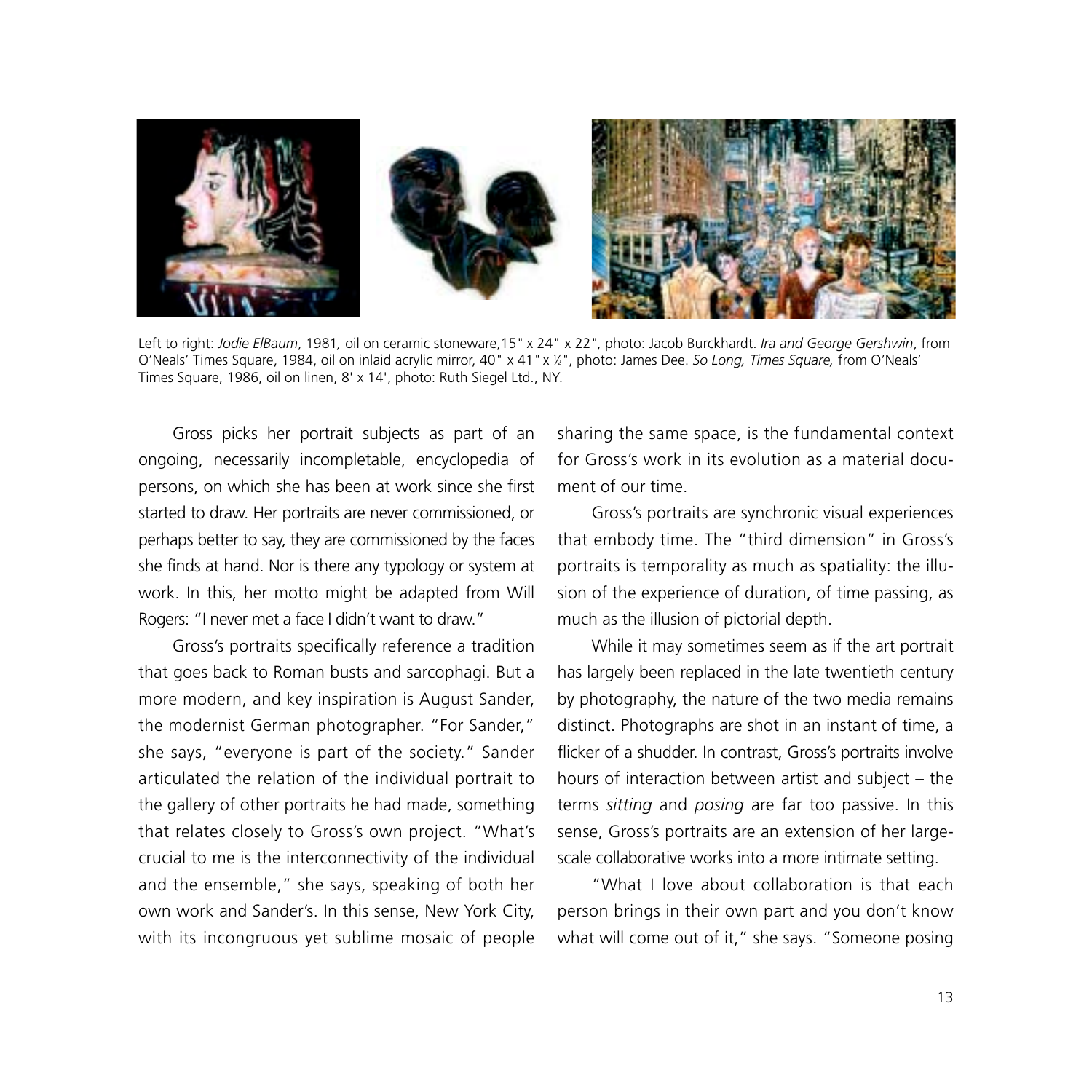Left to right: *Jodie ElBaum*, 1981, oil on ceramic stoneware,15" x 24" x 22", photo: Jacob Burckhardt. *Ira and George Gershwin*, from O'Neals' Times Square, 1984, oil on inlaid acrylic mirror, 40" x 41" x ½", photo: James Dee. *So Long, Times Square,* from O'Neals' Times Square, 1986, oil on linen, 8' x 14', photo: Ruth Siegel Ltd., NY.

Gross picks her portrait subjects as part of an ongoing, necessarily incompletable, encyclopedia of persons, on which she has been at work since she first started to draw. Her portraits are never commissioned, or perhaps better to say, they are commissioned by the faces she finds at hand. Nor is there any typology or system at work. In this, her motto might be adapted from Will Rogers: "I never met a face I didn't want to draw."

Gross's portraits specifically reference a tradition that goes back to Roman busts and sarcophagi. But a more modern, and key inspiration is August Sander, the modernist German photographer. "For Sander," she says, "everyone is part of the society." Sander articulated the relation of the individual portrait to the gallery of other portraits he had made, something that relates closely to Gross's own project. "What's crucial to me is the interconnectivity of the individual and the ensemble," she says, speaking of both her own work and Sander's. In this sense, New York City, with its incongruous yet sublime mosaic of people sharing the same space, is the fundamental context for Gross's work in its evolution as a material document of our time.

Gross's portraits are synchronic visual experiences that embody time. The "third dimension" in Gross's portraits is temporality as much as spatiality: the illusion of the experience of duration, of time passing, as much as the illusion of pictorial depth.

While it may sometimes seem as if the art portrait has largely been replaced in the late twentieth century by photography, the nature of the two media remains distinct. Photographs are shot in an instant of time, a flicker of a shudder. In contrast, Gross's portraits involve hours of interaction between artist and subject – the terms *sitting* and *posing* are far too passive. In this sense, Gross's portraits are an extension of her large-scale collaborative works into a more intimate setting.

"What I love about collaboration is that each person brings in their own part and you don't know what will come out of it," she says. "Someone posing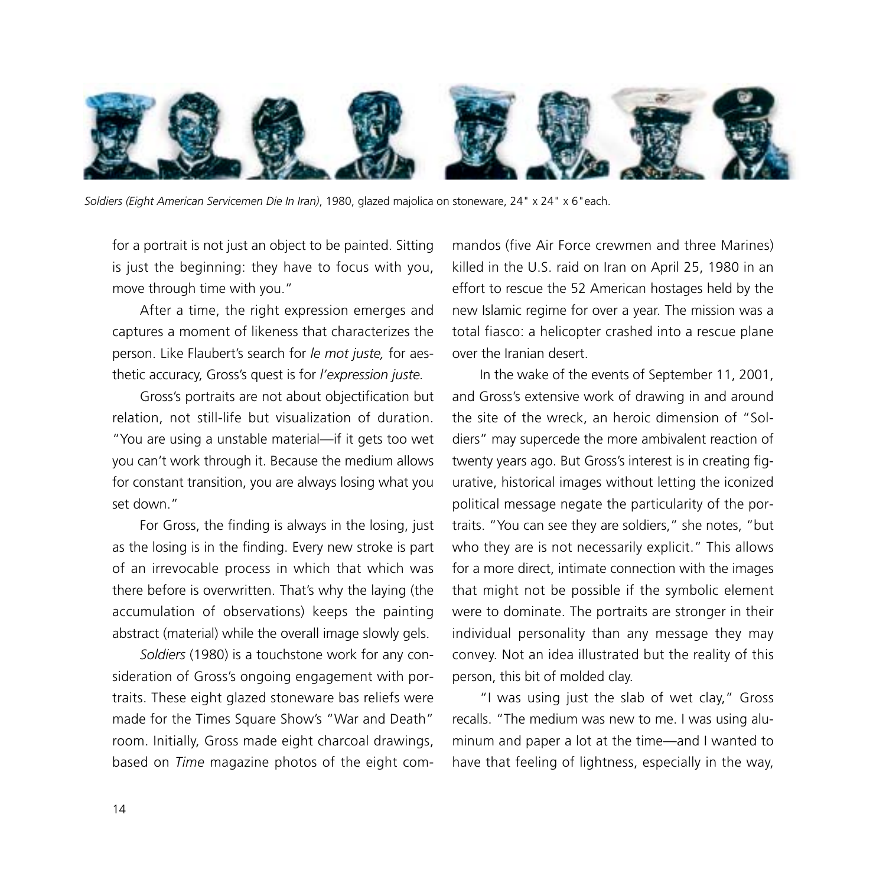*Soldiers (Eight American Servicemen Die In Iran)*, 1980, glazed majolica on stoneware, 24" x 24" x 6"each.

for a portrait is not just an object to be painted. Sitting is just the beginning: they have to focus with you, move through time with you."

After a time, the right expression emerges and captures a moment of likeness that characterizes the person. Like Flaubert's search for *le mot juste,* for aesthetic accuracy, Gross's quest is for *l'expression juste*.

Gross's portraits are not about objectification but relation, not still-life but visualization of duration. "You are using a unstable material—if it gets too wet you can't work through it. Because the medium allows for constant transition, you are always losing what you set down."

For Gross, the finding is always in the losing, just as the losing is in the finding. Every new stroke is part of an irrevocable process in which that which was there before is overwritten. That's why the laying (the accumulation of observations) keeps the painting abstract (material) while the overall image slowly gels.

*Soldiers* (1980) is a touchstone work for any consideration of Gross's ongoing engagement with portraits. These eight glazed stoneware bas reliefs were made for the Times Square Show's "War and Death" room. Initially, Gross made eight charcoal drawings, based on *Time* magazine photos of the eight commandos (five Air Force crewmen and three Marines) killed in the U.S. raid on Iran on April 25, 1980 in an effort to rescue the 52 American hostages held by the new Islamic regime for over a year. The mission was a total fiasco: a helicopter crashed into a rescue plane over the Iranian desert.

In the wake of the events of September 11, 2001, and Gross's extensive work of drawing in and around the site of the wreck, an heroic dimension of "Soldiers" may supercede the more ambivalent reaction of twenty years ago. But Gross's interest is in creating figurative, historical images without letting the iconized political message negate the particularity of the portraits. "You can see they are soldiers," she notes, "but who they are is not necessarily explicit." This allows for a more direct, intimate connection with the images that might not be possible if the symbolic element were to dominate. The portraits are stronger in their individual personality than any message they may convey. Not an idea illustrated but the reality of this person, this bit of molded clay.

"I was using just the slab of wet clay," Gross recalls. "The medium was new to me. I was using aluminum and paper a lot at the time—and I wanted to have that feeling of lightness, especially in the way,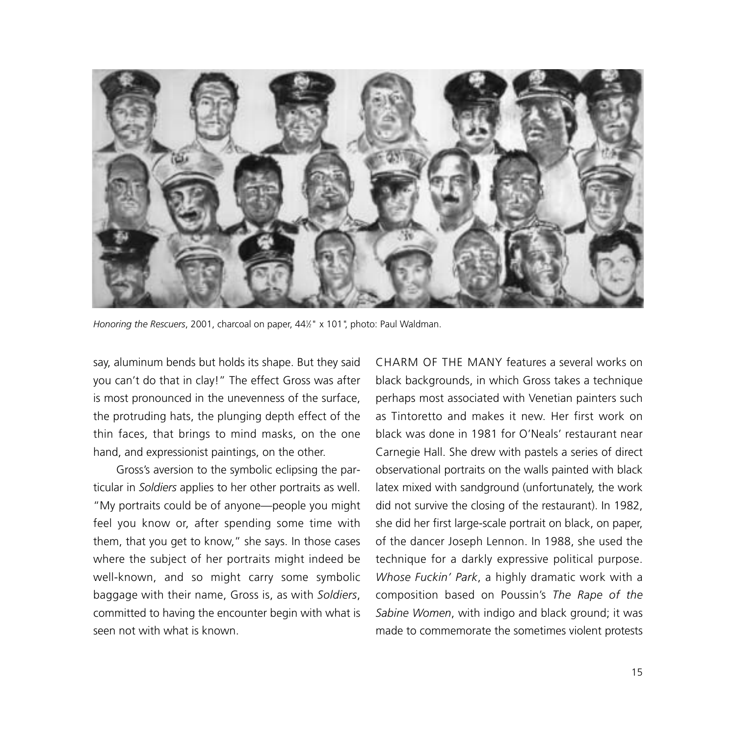*Honoring the Rescuers*, 2001, charcoal on paper, 44½" x 101", photo: Paul Waldman.

say, aluminum bends but holds its shape. But they said you can't do that in clay!" The effect Gross was after is most pronounced in the unevenness of the surface, the protruding hats, the plunging depth effect of the thin faces, that brings to mind masks, on the one hand, and expressionist paintings, on the other.

Gross's aversion to the symbolic eclipsing the particular in *Soldiers* applies to her other portraits as well. "My portraits could be of anyone—people you might feel you know or, after spending some time with them, that you get to know," she says. In those cases where the subject of her portraits might indeed be well-known, and so might carry some symbolic baggage with their name, Gross is, as with *Soldiers*, committed to having the encounter begin with what is seen not with what is known.

CHARM OF THE MANY features a several works on black backgrounds, in which Gross takes a technique perhaps most associated with Venetian painters such as Tintoretto and makes it new. Her first work on black was done in 1981 for O'Neals' restaurant near Carnegie Hall. She drew with pastels a series of direct observational portraits on the walls painted with black latex mixed with sandground (unfortunately, the work did not survive the closing of the restaurant). In 1982, she did her first large-scale portrait on black, on paper, of the dancer Joseph Lennon. In 1988, she used the technique for a darkly expressive political purpose. *Whose Fuckin' Park*, a highly dramatic work with a composition based on Poussin's *The Rape of the Sabine Women*, with indigo and black ground; it was made to commemorate the sometimes violent protests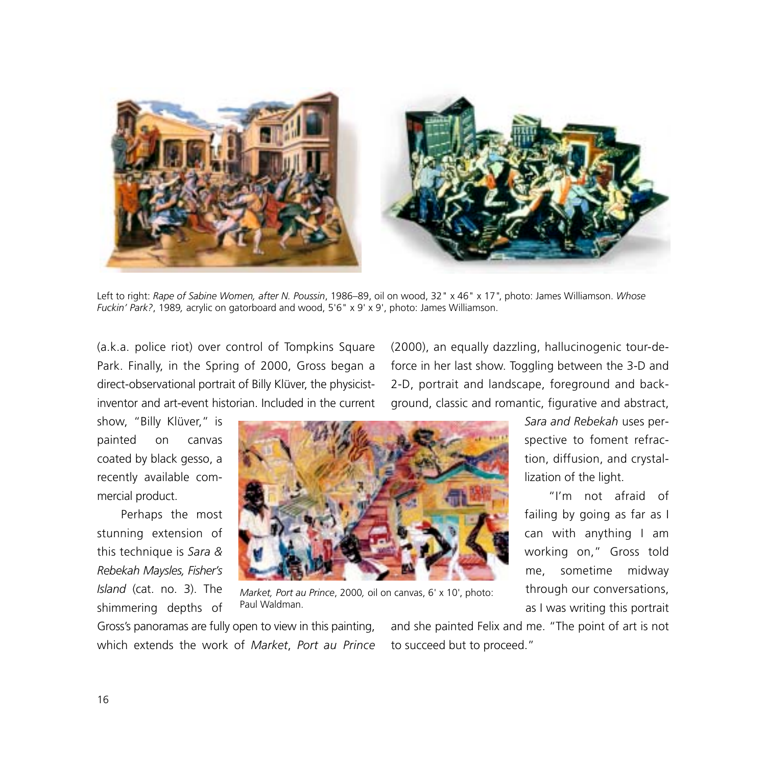Left to right: *Rape of Sabine Women, after N. Poussin*, 1986–89, oil on wood, 32" x 46" x 17", photo: James Williamson. *Whose Fuckin' Park?*, 1989*,* acrylic on gatorboard and wood, 5'6" x 9' x 9', photo: James Williamson.

(a.k.a. police riot) over control of Tompkins Square Park. Finally, in the Spring of 2000, Gross began a direct-observational portrait of Billy Klüver, the physicist-inventor and art-event historian. Included in the current show, "Billy Klüver," is painted on canvas coated by black gesso, a recently available commercial product.

Perhaps the most stunning extension of this technique is *Sara & Rebekah Maysles, Fisher's Island* (cat. no. 3). The shimmering depths of Gross's panoramas are fully open to view in this painting, which extends the work of *Market*, *Port au Prince* (2000), an equally dazzling, hallucinogenic tour-de-force in her last show. Toggling between the 3-D and 2-D, portrait and landscape, foreground and background, classic and romantic, figurative and abstract, *Sara and Rebekah* uses perspective to foment refraction, diffusion, and crystallization of the light.

*Market, Port au Prince*, 2000*,* oil on canvas, 6' x 10', photo: Paul Waldman.

"I'm not afraid of failing by going as far as I can with anything I am working on," Gross told me, sometime midway through our conversations, as I was writing this portrait and she painted Felix and me. "The point of art is not to succeed but to proceed."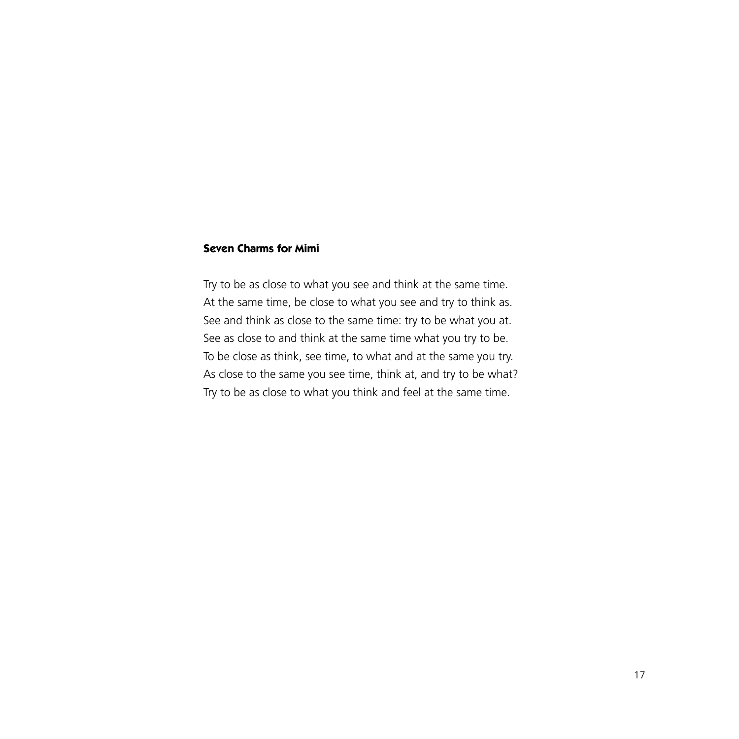**Seven Charms for Mimi**

Try to be as close to what you see and think at the same time.  
At the same time, be close to what you see and try to think as.  
See and think as close to the same time: try to be what you at.  
See as close to and think at the same time what you try to be.  
To be close as think, see time, to what and at the same you try.  
As close to the same you see time, think at, and try to be what?  
Try to be as close to what you think and feel at the same time.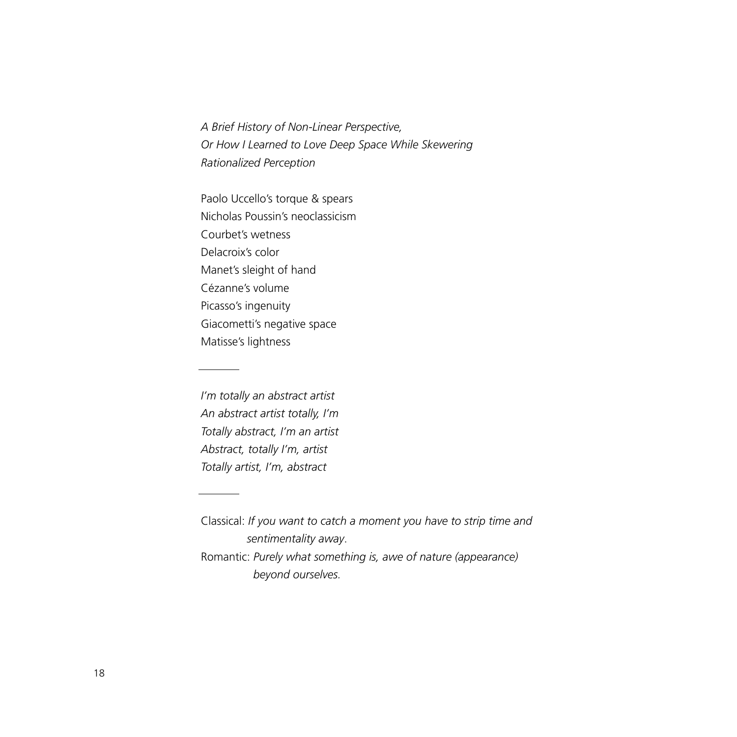*A Brief History of Non-Linear Perspective,*
*Or How I Learned to Love Deep Space While Skewering*
*Rationalized Perception*

Paolo Uccello's torque & spears
Nicholas Poussin's neoclassicism
Courbet's wetness
Delacroix's color
Manet's sleight of hand
Cézanne's volume
Picasso's ingenuity
Giacometti's negative space
Matisse's lightness

---

*I'm totally an abstract artist*
*An abstract artist totally, I'm*
*Totally abstract, I'm an artist*
*Abstract, totally I'm, artist*
*Totally artist, I'm, abstract*

---

Classical: *If you want to catch a moment you have to strip time and sentimentality away*.
Romantic: *Purely what something is, awe of nature (appearance) beyond ourselves.*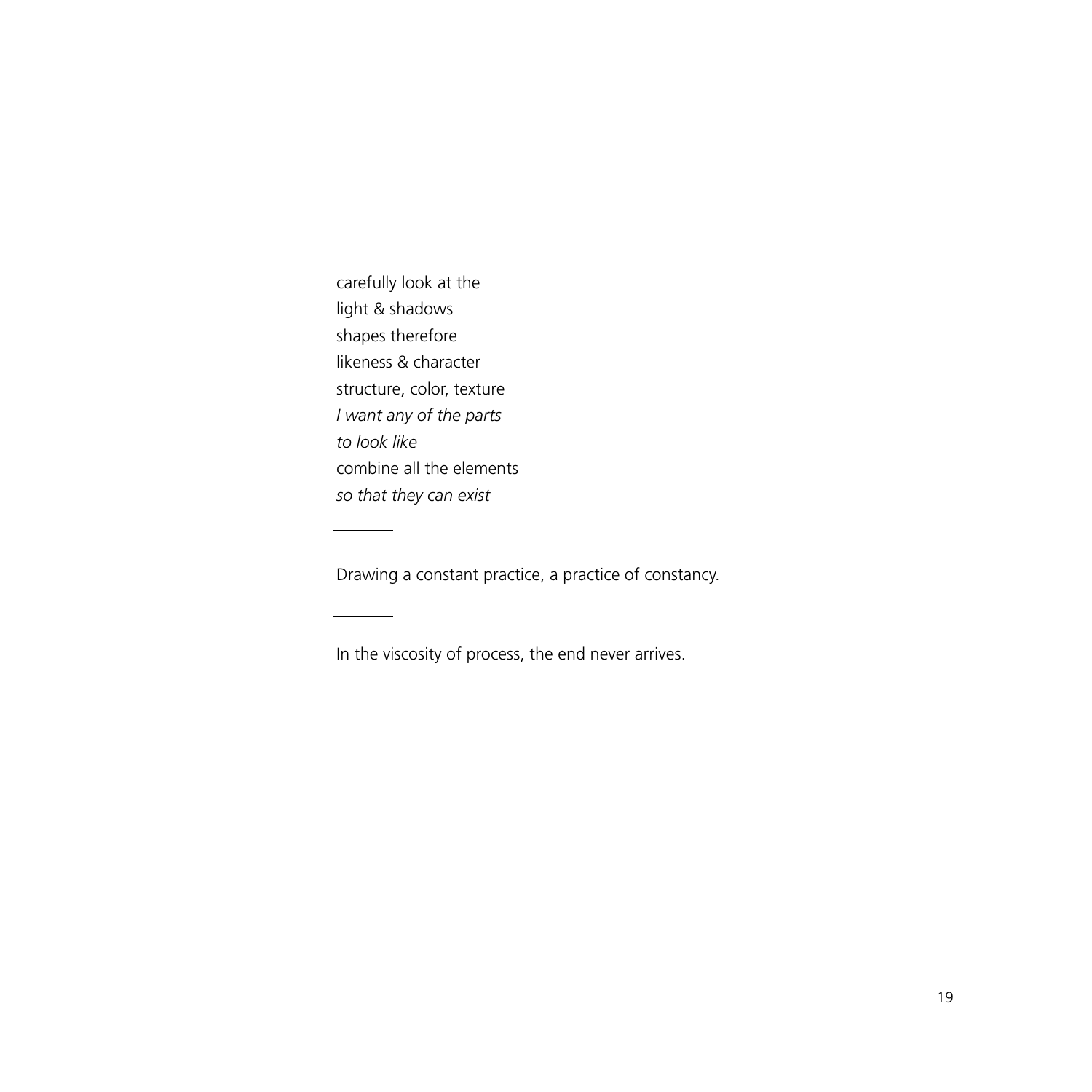carefully look at the  
light & shadows  
shapes therefore  
likeness & character  
structure, color, texture  
*I want any of the parts*  
*to look like*  
combine all the elements  
*so that they can exist*

---

Drawing a constant practice, a practice of constancy.

---

In the viscosity of process, the end never arrives.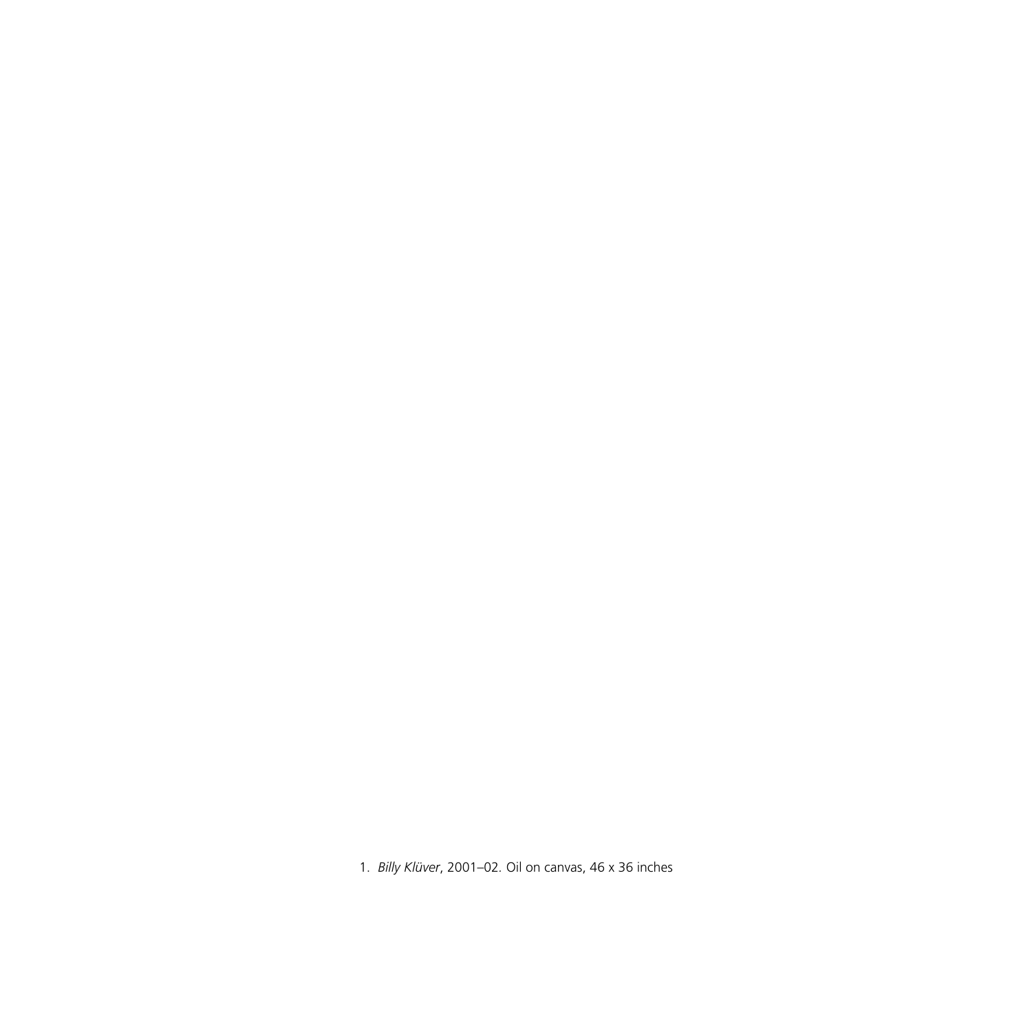1. *Billy Klüver*, 2001–02. Oil on canvas, 46 x 36 inches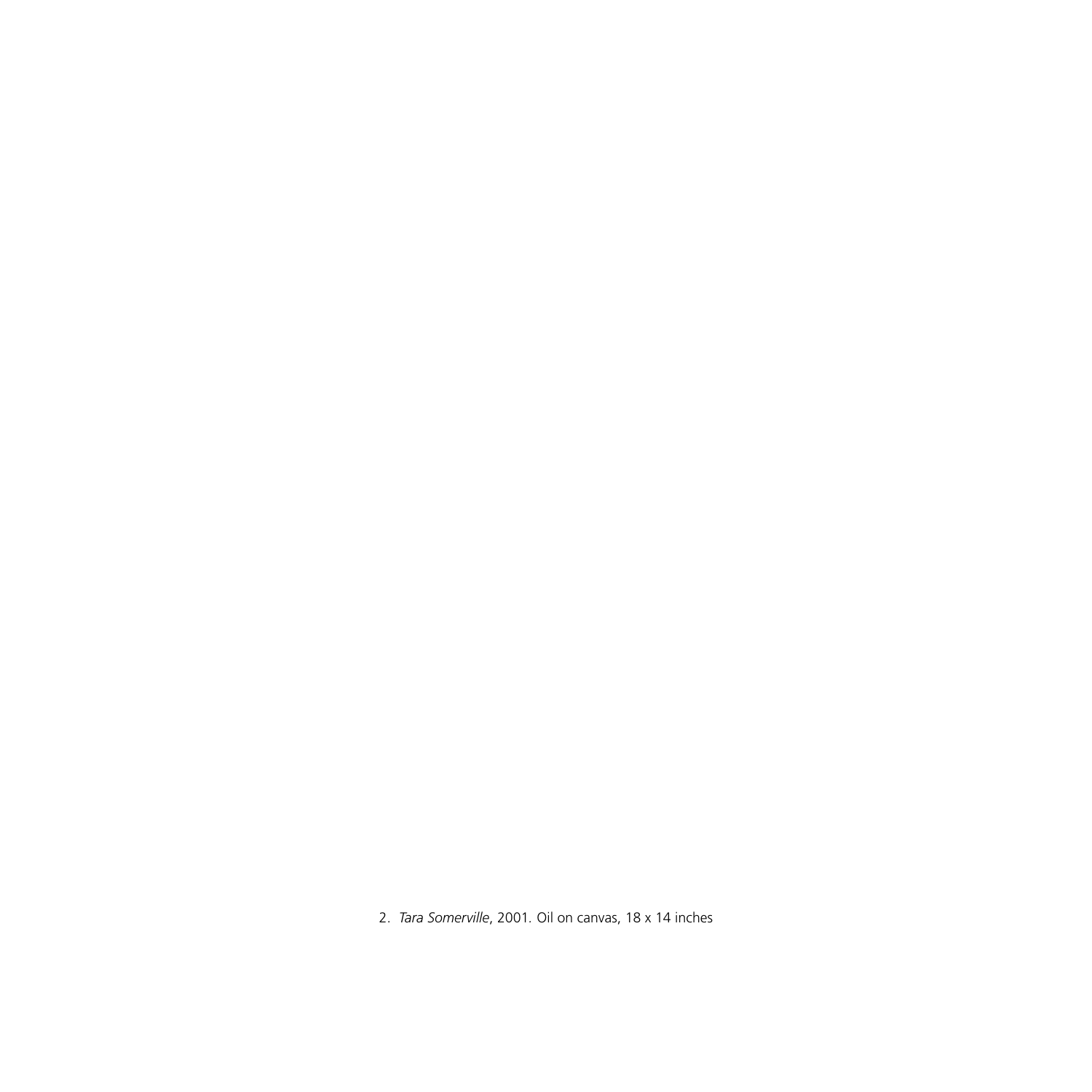2. *Tara Somerville*, 2001. Oil on canvas, 18 x 14 inches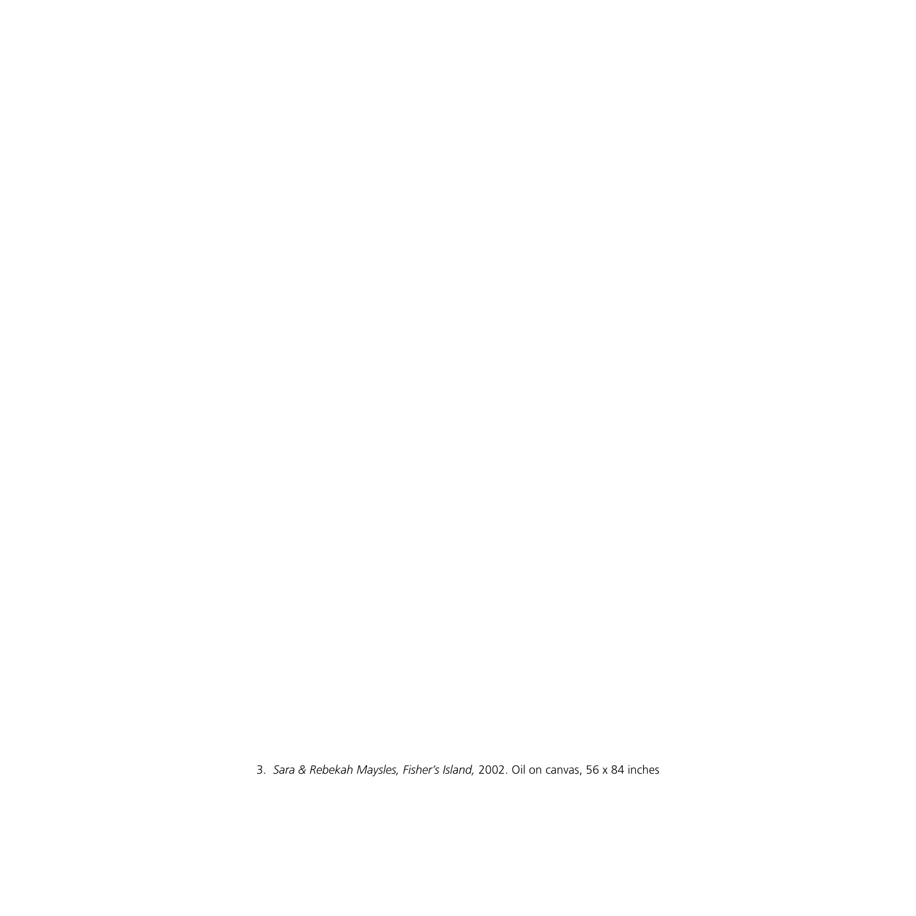3. *Sara & Rebekah Maysles, Fisher's Island,* 2002. Oil on canvas, 56 x 84 inches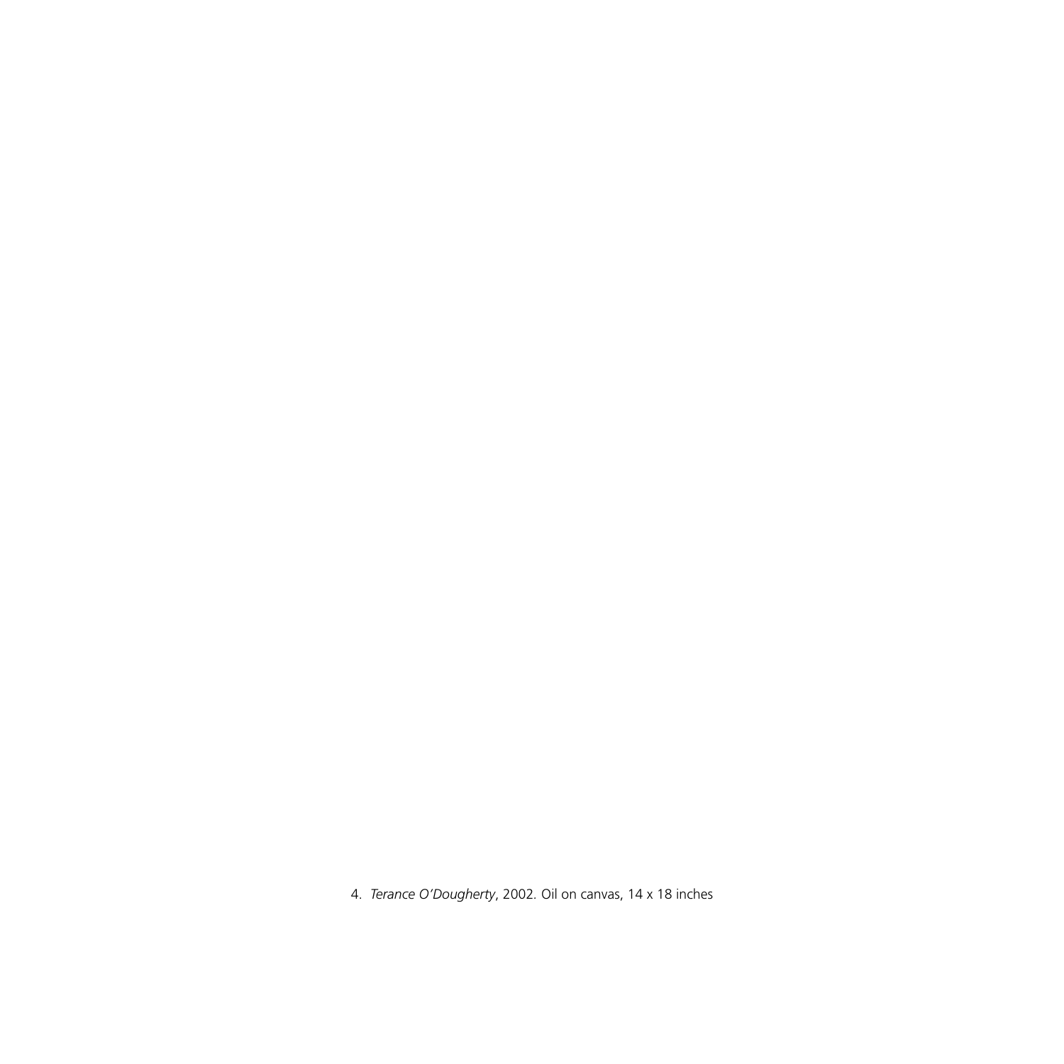4. *Terance O'Dougherty*, 2002. Oil on canvas, 14 x 18 inches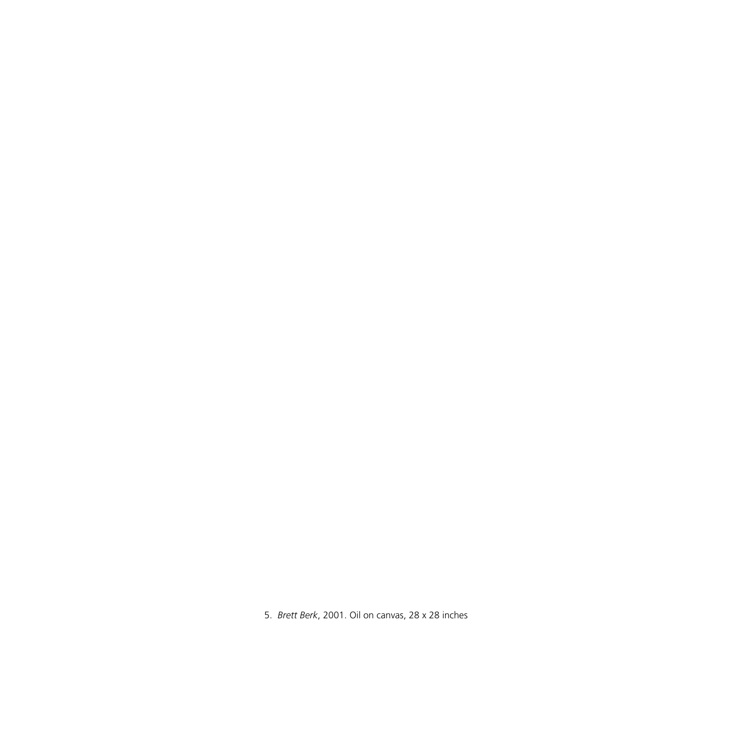5. *Brett Berk*, 2001. Oil on canvas, 28 x 28 inches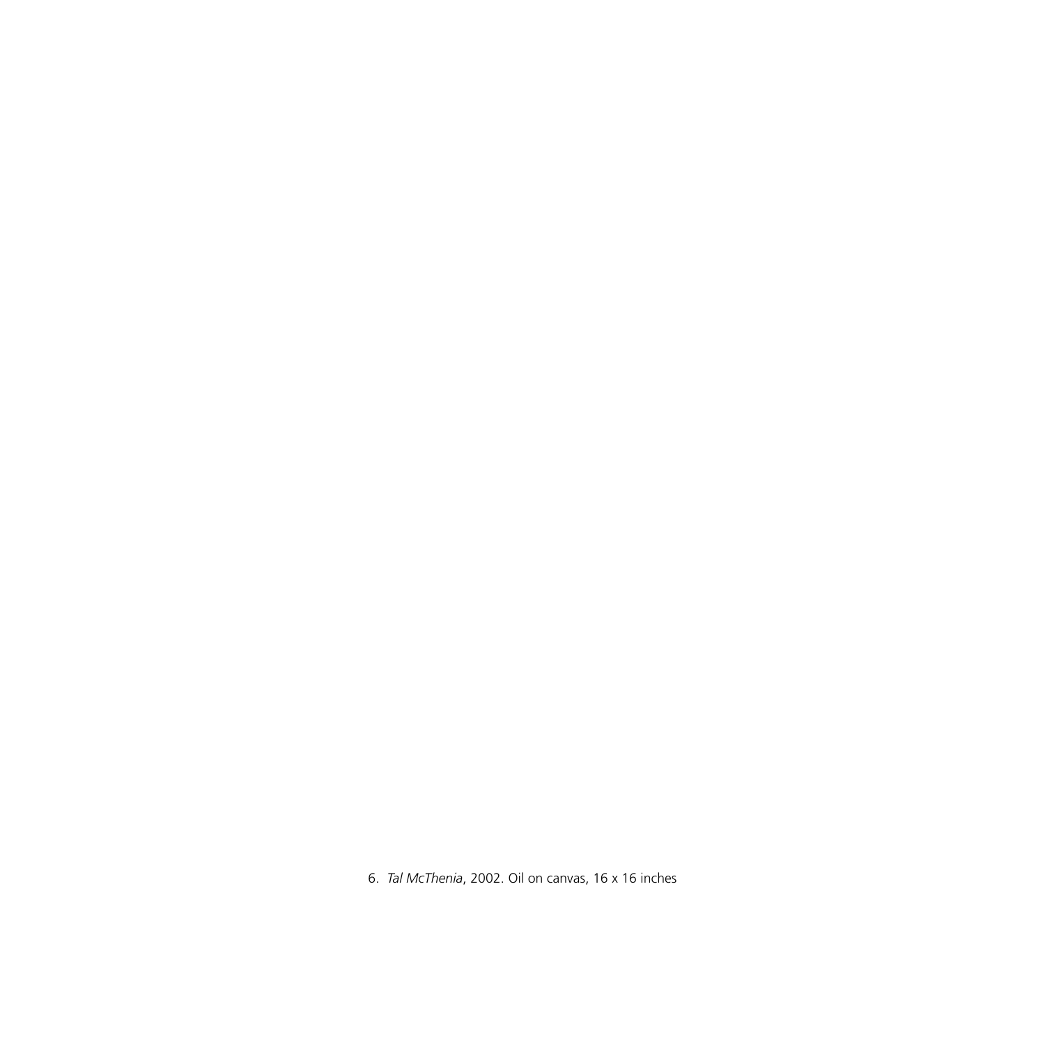6. *Tal McThenia*, 2002. Oil on canvas, 16 x 16 inches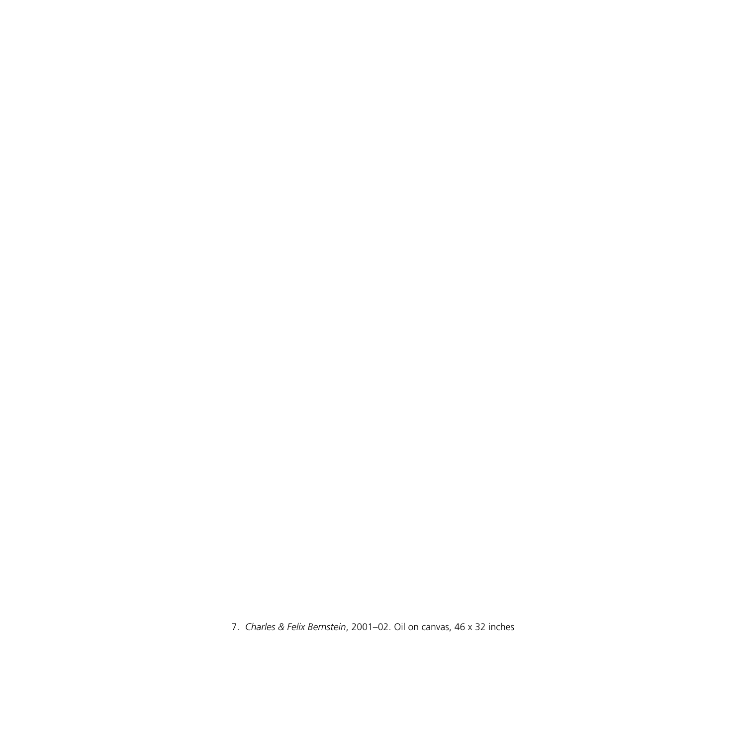7. *Charles & Felix Bernstein*, 2001–02. Oil on canvas, 46 x 32 inches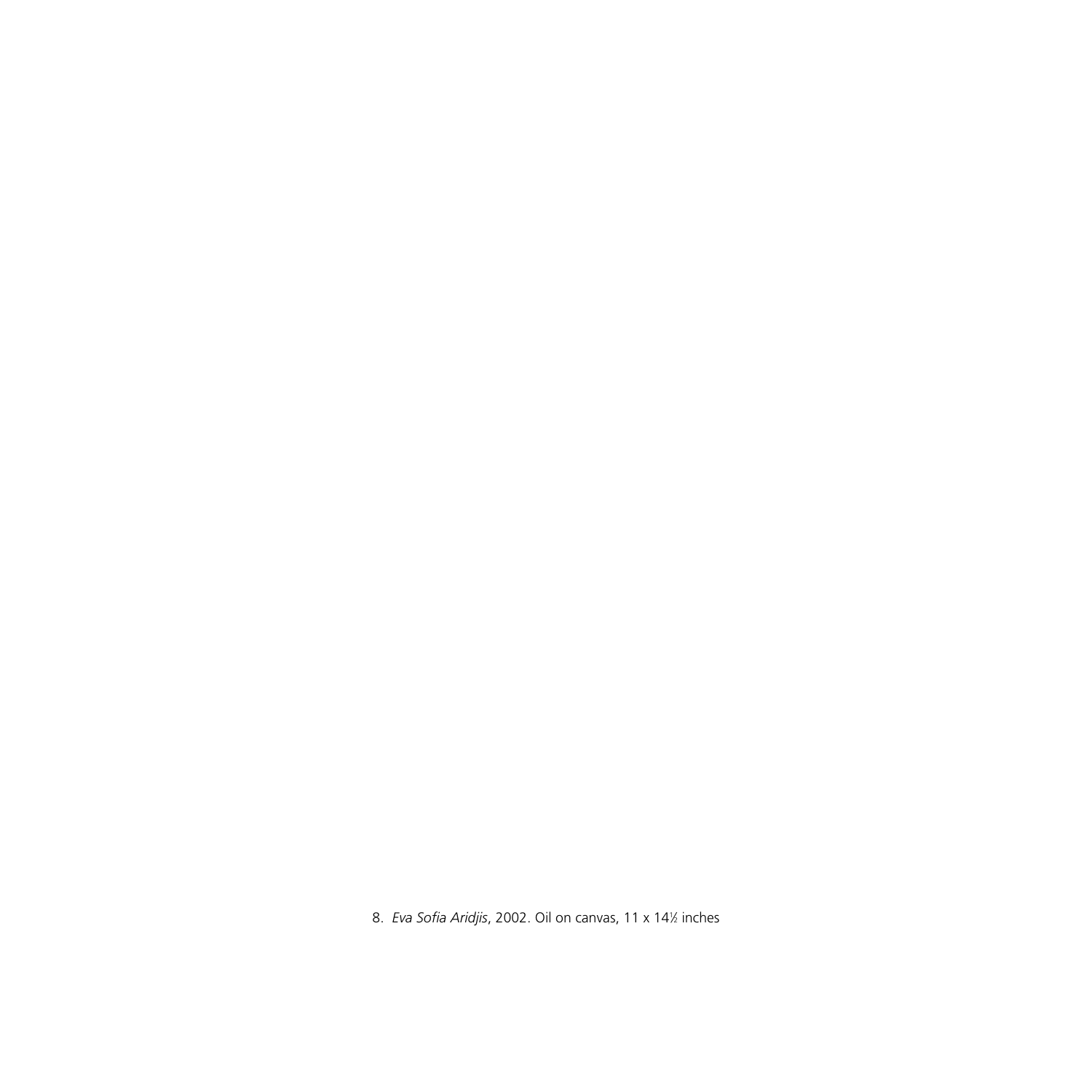8. *Eva Sofia Aridjis*, 2002. Oil on canvas, 11 x 14½ inches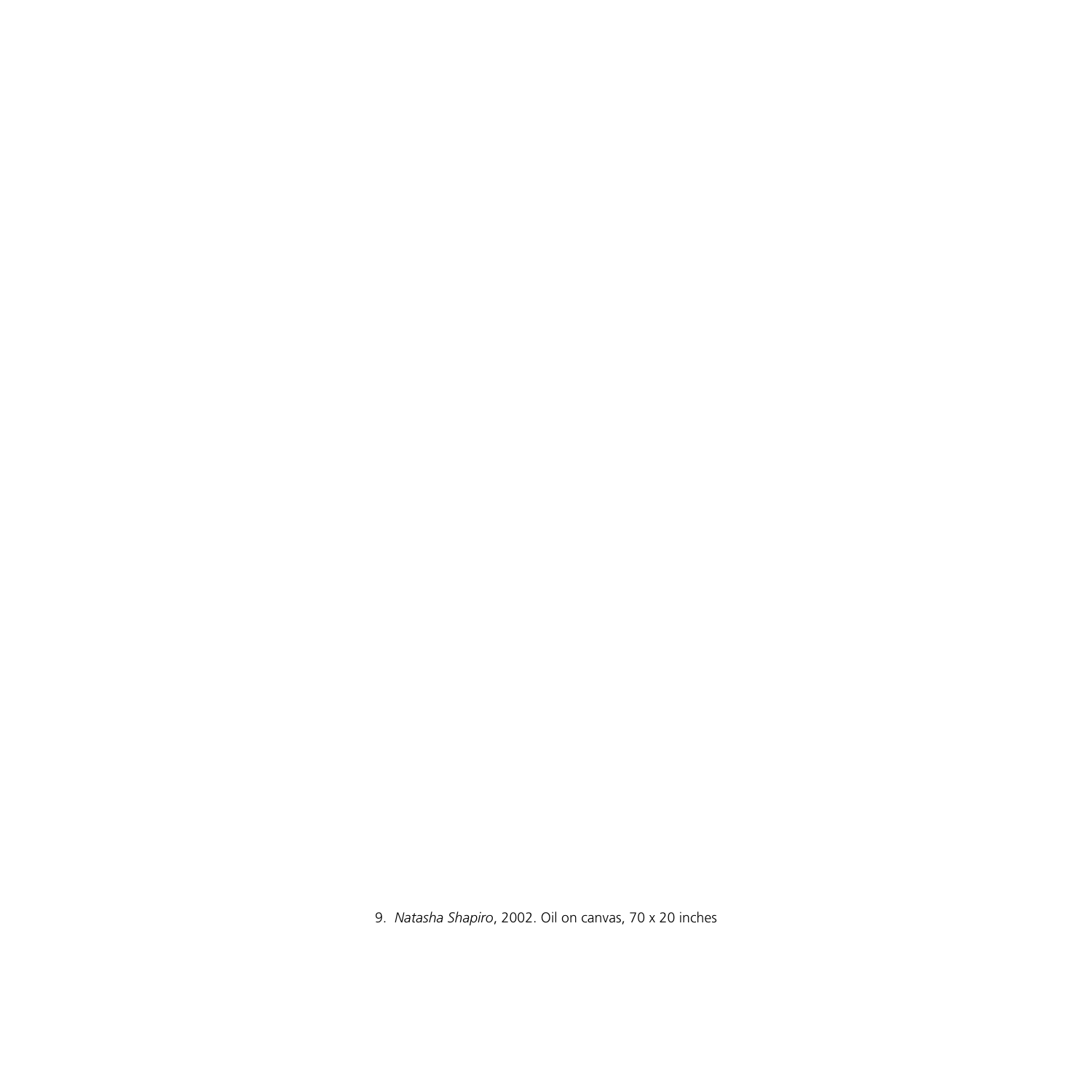9. *Natasha Shapiro*, 2002. Oil on canvas, 70 x 20 inches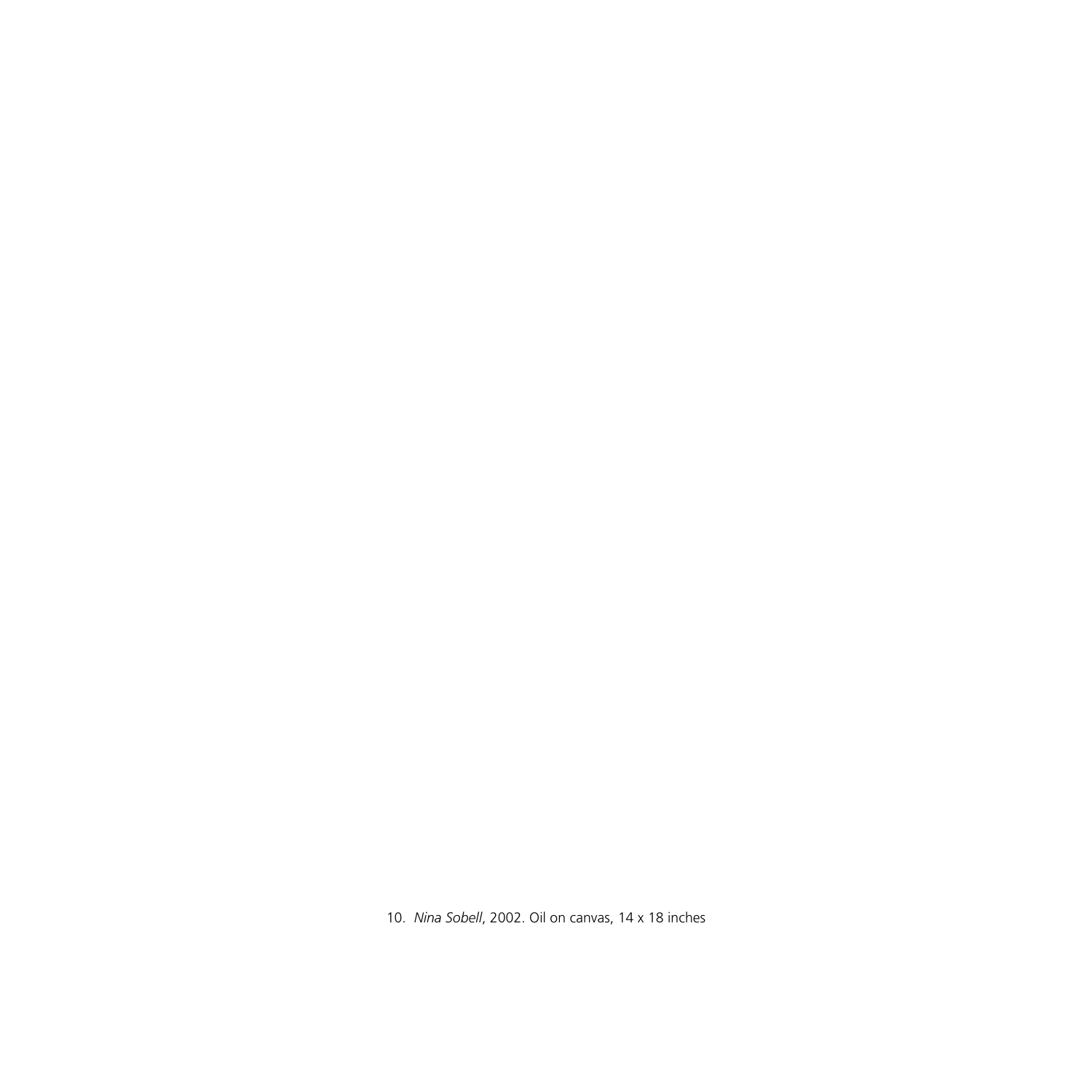10. *Nina Sobell*, 2002. Oil on canvas, 14 x 18 inches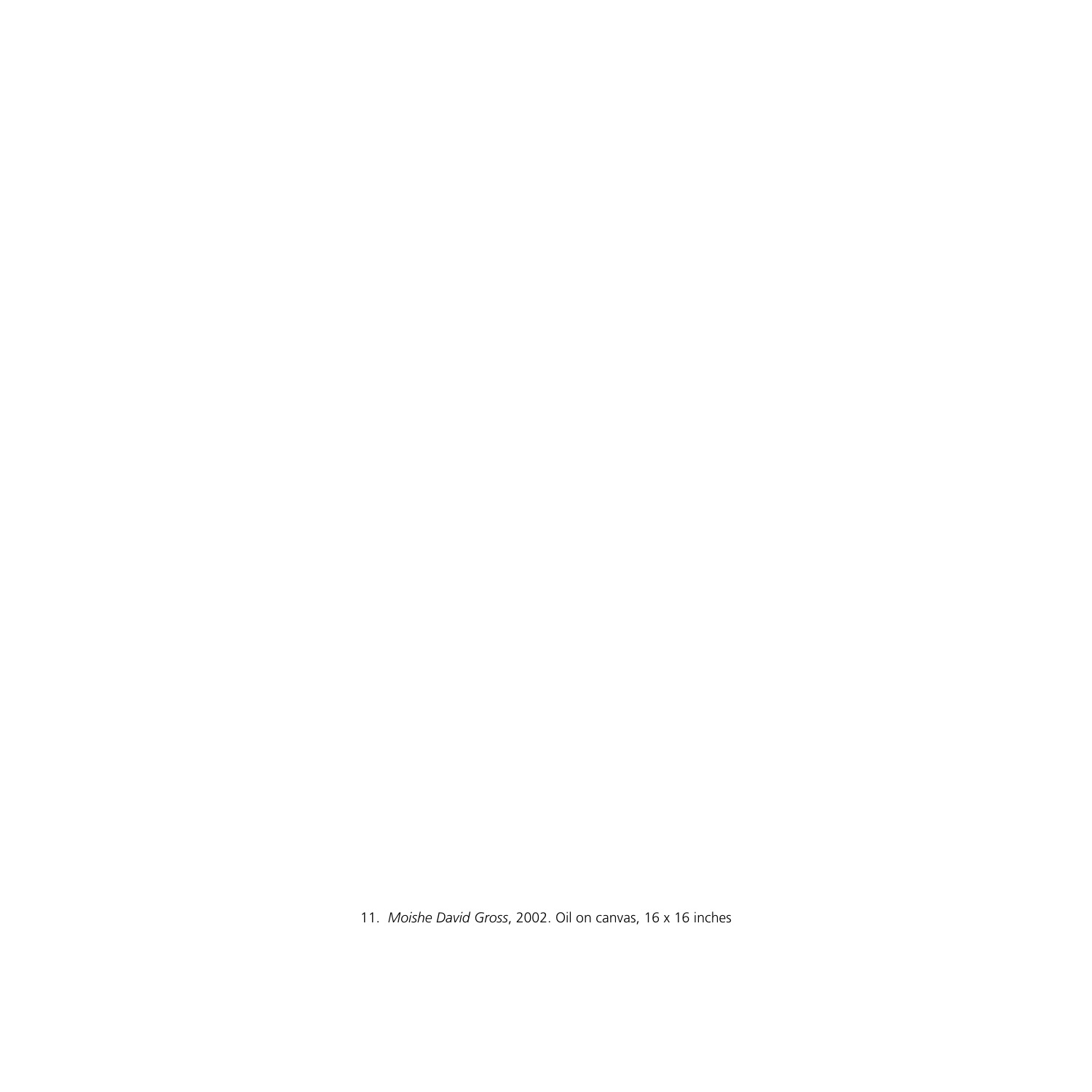11. *Moishe David Gross*, 2002. Oil on canvas, 16 x 16 inches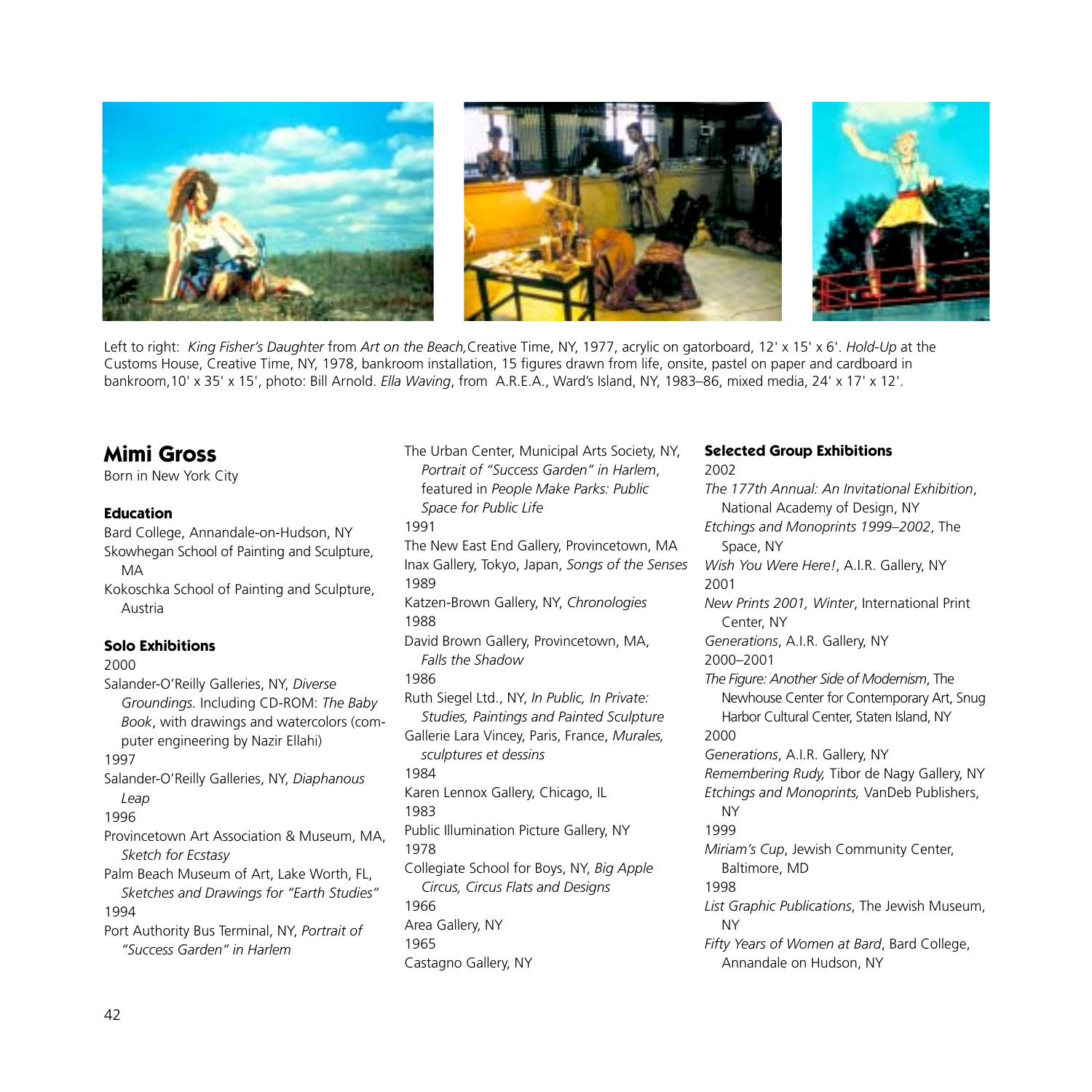Left to right: *King Fisher's Daughter* from *Art on the Beach,* Creative Time, NY, 1977, acrylic on gatorboard, 12' x 15' x 6'. *Hold-Up* at the Customs House, Creative Time, NY, 1978, bankroom installation, 15 figures drawn from life, onsite, pastel on paper and cardboard in bankroom, 10' x 35' x 15', photo: Bill Arnold. *Ella Waving*, from A.R.E.A., Ward's Island, NY, 1983–86, mixed media, 24' x 17' x 12'.

## Mimi Gross

Born in New York City

### Education

Bard College, Annandale-on-Hudson, NY
Skowhegan School of Painting and Sculpture, MA
Kokoschka School of Painting and Sculpture, Austria

### Solo Exhibitions

2000
Salander-O'Reilly Galleries, NY, *Diverse Groundings.* Including CD-ROM: *The Baby Book*, with drawings and watercolors (computer engineering by Nazir Ellahi)
1997
Salander-O'Reilly Galleries, NY, *Diaphanous Leap*
1996
Provincetown Art Association & Museum, MA, *Sketch for Ecstasy*
Palm Beach Museum of Art, Lake Worth, FL, *Sketches and Drawings for "Earth Studies"*
1994
Port Authority Bus Terminal, NY, *Portrait of "Success Garden" in Harlem*
The Urban Center, Municipal Arts Society, NY, *Portrait of "Success Garden" in Harlem*, featured in *People Make Parks: Public Space for Public Life*
1991
The New East End Gallery, Provincetown, MA
Inax Gallery, Tokyo, Japan, *Songs of the Senses*
1989
Katzen-Brown Gallery, NY, *Chronologies*
1988
David Brown Gallery, Provincetown, MA, *Falls the Shadow*
1986
Ruth Siegel Ltd., NY, *In Public, In Private: Studies, Paintings and Painted Sculpture*
Gallerie Lara Vincey, Paris, France, *Murales, sculptures et dessins*
1984
Karen Lennox Gallery, Chicago, IL
1983
Public Illumination Picture Gallery, NY
1978
Collegiate School for Boys, NY, *Big Apple Circus, Circus Flats and Designs*
1966
Area Gallery, NY
1965
Castagno Gallery, NY

### Selected Group Exhibitions

2002
*The 177th Annual: An Invitational Exhibition*, National Academy of Design, NY
*Etchings and Monoprints 1999–2002*, The Space, NY
*Wish You Were Here!*, A.I.R. Gallery, NY
2001
*New Prints 2001, Winter*, International Print Center, NY
*Generations*, A.I.R. Gallery, NY
2000–2001
*The Figure: Another Side of Modernism*, The Newhouse Center for Contemporary Art, Snug Harbor Cultural Center, Staten Island, NY
2000
*Generations*, A.I.R. Gallery, NY
*Remembering Rudy,* Tibor de Nagy Gallery, NY
*Etchings and Monoprints,* VanDeb Publishers, NY
1999
*Miriam's Cup*, Jewish Community Center, Baltimore, MD
1998
*List Graphic Publications*, The Jewish Museum, NY
*Fifty Years of Women at Bard*, Bard College, Annandale on Hudson, NY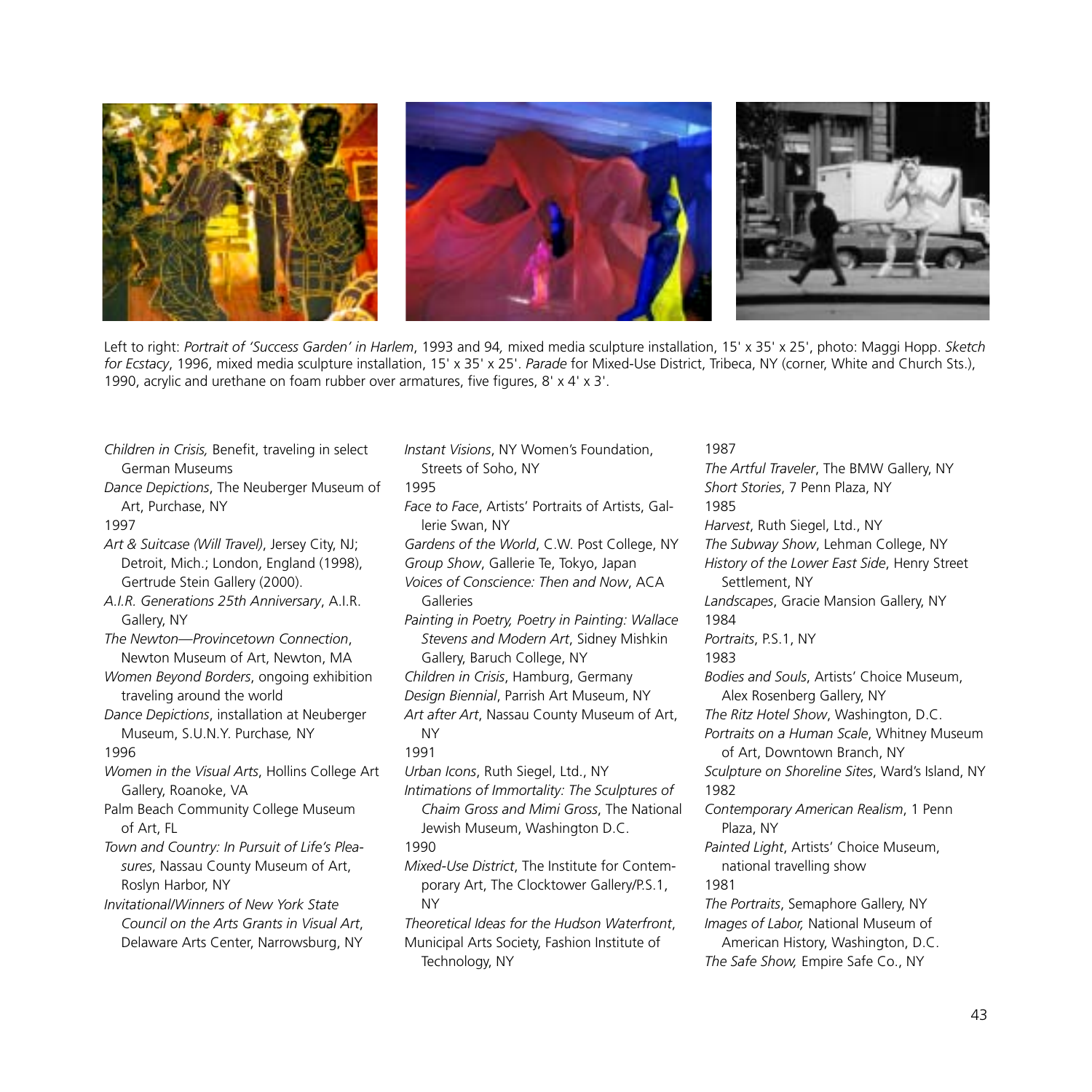Left to right: *Portrait of 'Success Garden' in Harlem*, 1993 and 94, mixed media sculpture installation, 15' x 35' x 25', photo: Maggi Hopp. *Sketch for Ecstacy*, 1996, mixed media sculpture installation, 15' x 35' x 25'. *Parade* for Mixed-Use District, Tribeca, NY (corner, White and Church Sts.), 1990, acrylic and urethane on foam rubber over armatures, five figures, 8' x 4' x 3'.

*Children in Crisis,* Benefit, traveling in select German Museums

*Dance Depictions*, The Neuberger Museum of Art, Purchase, NY

1997

*Art & Suitcase (Will Travel)*, Jersey City, NJ; Detroit, Mich.; London, England (1998), Gertrude Stein Gallery (2000).

*A.I.R. Generations 25th Anniversary*, A.I.R. Gallery, NY

*The Newton—Provincetown Connection*, Newton Museum of Art, Newton, MA

*Women Beyond Borders*, ongoing exhibition traveling around the world

*Dance Depictions*, installation at Neuberger Museum, S.U.N.Y. Purchase, NY

1996

*Women in the Visual Arts*, Hollins College Art Gallery, Roanoke, VA

Palm Beach Community College Museum of Art, FL

*Town and Country: In Pursuit of Life's Pleasures*, Nassau County Museum of Art, Roslyn Harbor, NY

*Invitational/Winners of New York State Council on the Arts Grants in Visual Art*, Delaware Arts Center, Narrowsburg, NY

*Instant Visions*, NY Women's Foundation, Streets of Soho, NY

1995

*Face to Face*, Artists' Portraits of Artists, Gallerie Swan, NY

*Gardens of the World*, C.W. Post College, NY

*Group Show*, Gallerie Te, Tokyo, Japan

*Voices of Conscience: Then and Now*, ACA Galleries

*Painting in Poetry, Poetry in Painting: Wallace Stevens and Modern Art*, Sidney Mishkin Gallery, Baruch College, NY

*Children in Crisis*, Hamburg, Germany

*Design Biennial*, Parrish Art Museum, NY

*Art after Art*, Nassau County Museum of Art, NY

1991

*Urban Icons*, Ruth Siegel, Ltd., NY

*Intimations of Immortality: The Sculptures of Chaim Gross and Mimi Gross*, The National Jewish Museum, Washington D.C.

1990

*Mixed-Use District*, The Institute for Contemporary Art, The Clocktower Gallery/P.S.1, NY

*Theoretical Ideas for the Hudson Waterfront*, Municipal Arts Society, Fashion Institute of Technology, NY

1987

*The Artful Traveler*, The BMW Gallery, NY

*Short Stories*, 7 Penn Plaza, NY

1985

*Harvest*, Ruth Siegel, Ltd., NY

*The Subway Show*, Lehman College, NY

*History of the Lower East Side*, Henry Street Settlement, NY

*Landscapes*, Gracie Mansion Gallery, NY

1984

*Portraits*, P.S.1, NY

1983

*Bodies and Souls*, Artists' Choice Museum, Alex Rosenberg Gallery, NY

*The Ritz Hotel Show*, Washington, D.C.

*Portraits on a Human Scale*, Whitney Museum of Art, Downtown Branch, NY

*Sculpture on Shoreline Sites*, Ward's Island, NY

1982

*Contemporary American Realism*, 1 Penn Plaza, NY

*Painted Light*, Artists' Choice Museum, national travelling show

1981

*The Portraits*, Semaphore Gallery, NY

*Images of Labor,* National Museum of American History, Washington, D.C.

*The Safe Show,* Empire Safe Co., NY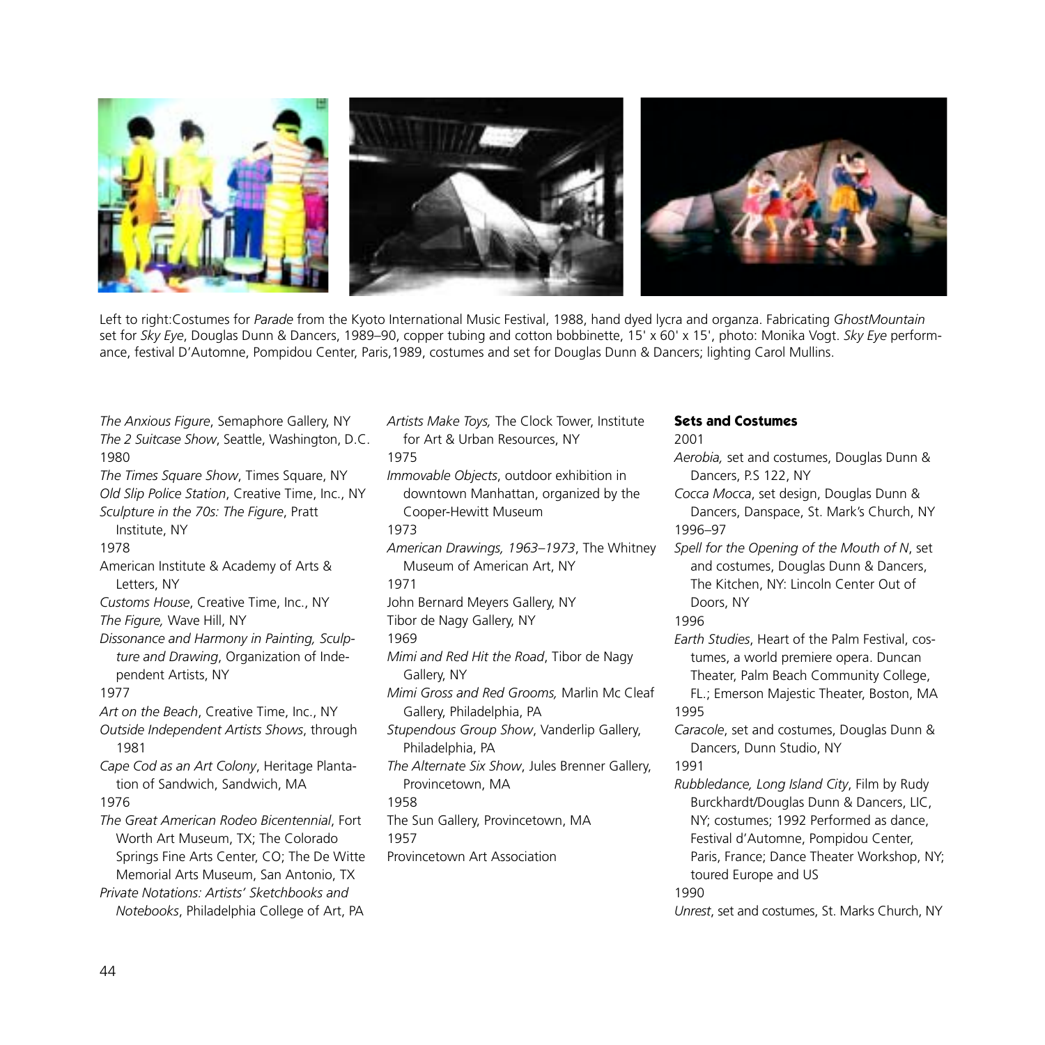Left to right:Costumes for *Parade* from the Kyoto International Music Festival, 1988, hand dyed lycra and organza. Fabricating *GhostMountain* set for *Sky Eye*, Douglas Dunn & Dancers, 1989–90, copper tubing and cotton bobbinette, 15' x 60' x 15', photo: Monika Vogt. *Sky Eye* performance, festival D'Automne, Pompidou Center, Paris,1989, costumes and set for Douglas Dunn & Dancers; lighting Carol Mullins.

*The Anxious Figure*, Semaphore Gallery, NY
*The 2 Suitcase Show*, Seattle, Washington, D.C.
1980
*The Times Square Show*, Times Square, NY
*Old Slip Police Station*, Creative Time, Inc., NY
*Sculpture in the 70s: The Figure*, Pratt Institute, NY
1978
American Institute & Academy of Arts & Letters, NY
*Customs House*, Creative Time, Inc., NY
*The Figure,* Wave Hill, NY
*Dissonance and Harmony in Painting, Sculpture and Drawing*, Organization of Independent Artists, NY
1977
*Art on the Beach*, Creative Time, Inc., NY
*Outside Independent Artists Shows*, through 1981
*Cape Cod as an Art Colony*, Heritage Plantation of Sandwich, Sandwich, MA
1976
*The Great American Rodeo Bicentennial*, Fort Worth Art Museum, TX; The Colorado Springs Fine Arts Center, CO; The De Witte Memorial Arts Museum, San Antonio, TX
*Private Notations: Artists' Sketchbooks and Notebooks*, Philadelphia College of Art, PA
*Artists Make Toys,* The Clock Tower, Institute for Art & Urban Resources, NY
1975
*Immovable Objects*, outdoor exhibition in downtown Manhattan, organized by the Cooper-Hewitt Museum
1973
*American Drawings, 1963–1973*, The Whitney Museum of American Art, NY
1971
John Bernard Meyers Gallery, NY
Tibor de Nagy Gallery, NY
1969
*Mimi and Red Hit the Road*, Tibor de Nagy Gallery, NY
*Mimi Gross and Red Grooms,* Marlin Mc Cleaf Gallery, Philadelphia, PA
*Stupendous Group Show*, Vanderlip Gallery, Philadelphia, PA
*The Alternate Six Show*, Jules Brenner Gallery, Provincetown, MA
1958
The Sun Gallery, Provincetown, MA
1957
Provincetown Art Association

**Sets and Costumes**

2001
*Aerobia,* set and costumes, Douglas Dunn & Dancers, P.S 122, NY
*Cocca Mocca*, set design, Douglas Dunn & Dancers, Danspace, St. Mark's Church, NY
1996–97
*Spell for the Opening of the Mouth of N*, set and costumes, Douglas Dunn & Dancers, The Kitchen, NY: Lincoln Center Out of Doors, NY
1996
*Earth Studies*, Heart of the Palm Festival, costumes, a world premiere opera. Duncan Theater, Palm Beach Community College, FL.; Emerson Majestic Theater, Boston, MA
1995
*Caracole*, set and costumes, Douglas Dunn & Dancers, Dunn Studio, NY
1991
*Rubbledance, Long Island City*, Film by Rudy Burckhardt/Douglas Dunn & Dancers, LIC, NY; costumes; 1992 Performed as dance, Festival d'Automne, Pompidou Center, Paris, France; Dance Theater Workshop, NY; toured Europe and US
1990
*Unrest*, set and costumes, St. Marks Church, NY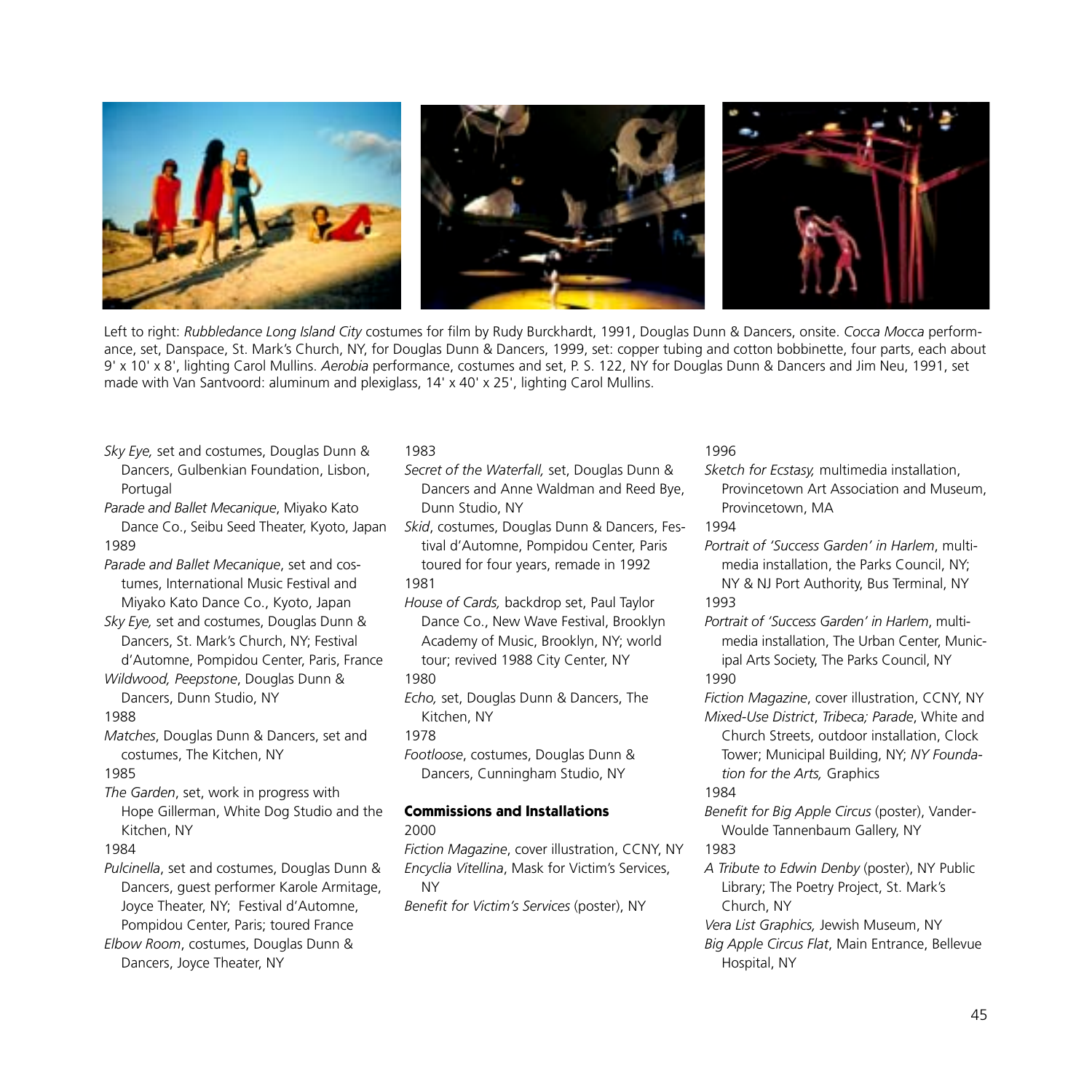Left to right: *Rubbledance Long Island City* costumes for film by Rudy Burckhardt, 1991, Douglas Dunn & Dancers, onsite. *Cocca Mocca* performance, set, Danspace, St. Mark's Church, NY, for Douglas Dunn & Dancers, 1999, set: copper tubing and cotton bobbinette, four parts, each about 9' x 10' x 8', lighting Carol Mullins. *Aerobia* performance, costumes and set, P. S. 122, NY for Douglas Dunn & Dancers and Jim Neu, 1991, set made with Van Santvoord: aluminum and plexiglass, 14' x 40' x 25', lighting Carol Mullins.

*Sky Eye,* set and costumes, Douglas Dunn & Dancers, Gulbenkian Foundation, Lisbon, Portugal

*Parade and Ballet Mecanique*, Miyako Kato Dance Co., Seibu Seed Theater, Kyoto, Japan

1989

*Parade and Ballet Mecanique*, set and costumes, International Music Festival and Miyako Kato Dance Co., Kyoto, Japan

*Sky Eye,* set and costumes, Douglas Dunn & Dancers, St. Mark's Church, NY; Festival d'Automne, Pompidou Center, Paris, France

*Wildwood, Peepstone*, Douglas Dunn & Dancers, Dunn Studio, NY

1988

*Matches*, Douglas Dunn & Dancers, set and costumes, The Kitchen, NY

1985

*The Garden*, set, work in progress with Hope Gillerman, White Dog Studio and the Kitchen, NY

1984

*Pulcinella*, set and costumes, Douglas Dunn & Dancers, guest performer Karole Armitage, Joyce Theater, NY; Festival d'Automne, Pompidou Center, Paris; toured France

*Elbow Room*, costumes, Douglas Dunn & Dancers, Joyce Theater, NY

1983

*Secret of the Waterfall,* set, Douglas Dunn & Dancers and Anne Waldman and Reed Bye, Dunn Studio, NY

*Skid*, costumes, Douglas Dunn & Dancers, Festival d'Automne, Pompidou Center, Paris toured for four years, remade in 1992

1981

*House of Cards,* backdrop set, Paul Taylor Dance Co., New Wave Festival, Brooklyn Academy of Music, Brooklyn, NY; world tour; revived 1988 City Center, NY

1980

*Echo,* set, Douglas Dunn & Dancers, The Kitchen, NY

1978

*Footloose*, costumes, Douglas Dunn & Dancers, Cunningham Studio, NY

**Commissions and Installations**

2000

*Fiction Magazine*, cover illustration, CCNY, NY

*Encyclia Vitellina*, Mask for Victim's Services, NY

*Benefit for Victim's Services* (poster), NY

1996

*Sketch for Ecstasy,* multimedia installation, Provincetown Art Association and Museum, Provincetown, MA

1994

*Portrait of 'Success Garden' in Harlem*, multimedia installation, the Parks Council, NY; NY & NJ Port Authority, Bus Terminal, NY

1993

*Portrait of 'Success Garden' in Harlem*, multimedia installation, The Urban Center, Municipal Arts Society, The Parks Council, NY

1990

*Fiction Magazine*, cover illustration, CCNY, NY

*Mixed-Use District*, *Tribeca; Parade*, White and Church Streets, outdoor installation, Clock Tower; Municipal Building, NY; *NY Foundation for the Arts,* Graphics

1984

*Benefit for Big Apple Circus* (poster), Vander-Woulde Tannenbaum Gallery, NY

1983

*A Tribute to Edwin Denby* (poster), NY Public Library; The Poetry Project, St. Mark's Church, NY

*Vera List Graphics,* Jewish Museum, NY

*Big Apple Circus Flat*, Main Entrance, Bellevue Hospital, NY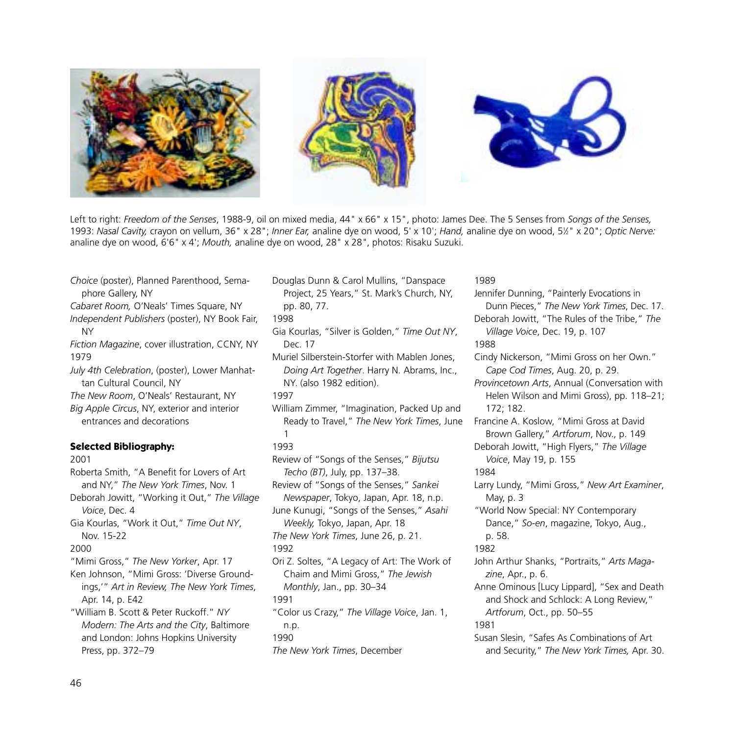Left to right: *Freedom of the Senses*, 1988-9, oil on mixed media, 44" x 66" x 15", photo: James Dee. The 5 Senses from *Songs of the Senses,* 1993: *Nasal Cavity,* crayon on vellum, 36" x 28"; *Inner Ear,* analine dye on wood, 5' x 10'; *Hand,* analine dye on wood, 5½" x 20"; *Optic Nerve:* analine dye on wood, 6'6" x 4'; *Mouth,* analine dye on wood, 28" x 28", photos: Risaku Suzuki.

*Choice* (poster), Planned Parenthood, Semaphore Gallery, NY

*Cabaret Room,* O'Neals' Times Square, NY

*Independent Publishers* (poster), NY Book Fair, NY

*Fiction Magazine*, cover illustration, CCNY, NY

1979

*July 4th Celebration*, (poster), Lower Manhattan Cultural Council, NY

*The New Room*, O'Neals' Restaurant, NY

*Big Apple Circus*, NY, exterior and interior entrances and decorations

**Selected Bibliography:**

2001

Roberta Smith, "A Benefit for Lovers of Art and NY," *The New York Times*, Nov. 1

Deborah Jowitt, "Working it Out," *The Village Voice*, Dec. 4

Gia Kourlas, "Work it Out," *Time Out NY*, Nov. 15-22

2000

"Mimi Gross," *The New Yorker*, Apr. 17

Ken Johnson, "Mimi Gross: 'Diverse Groundings,'" *Art in Review, The New York Times*, Apr. 14, p. E42

"William B. Scott & Peter Ruckoff." *NY Modern: The Arts and the City*, Baltimore and London: Johns Hopkins University Press, pp. 372–79

Douglas Dunn & Carol Mullins, "Danspace Project, 25 Years," St. Mark's Church, NY, pp. 80, 77.

1998

Gia Kourlas, "Silver is Golden," *Time Out NY*, Dec. 17

Muriel Silberstein-Storfer with Mablen Jones, *Doing Art Together*. Harry N. Abrams, Inc., NY. (also 1982 edition).

1997

William Zimmer, "Imagination, Packed Up and Ready to Travel," *The New York Times*, June 1

1993

Review of "Songs of the Senses," *Bijutsu Techo (BT)*, July, pp. 137–38.

Review of "Songs of the Senses," *Sankei Newspaper*, Tokyo, Japan, Apr. 18, n.p.

June Kunugi, "Songs of the Senses," *Asahi Weekly,* Tokyo, Japan, Apr. 18

*The New York Times*, June 26, p. 21.

1992

Ori Z. Soltes, "A Legacy of Art: The Work of Chaim and Mimi Gross," *The Jewish Monthly*, Jan., pp. 30–34

1991

"Color us Crazy," *The Village Voice*, Jan. 1, n.p.

1990

*The New York Times*, December

1989

Jennifer Dunning, "Painterly Evocations in Dunn Pieces," *The New York Times*, Dec. 17.

Deborah Jowitt, "The Rules of the Tribe," *The Village Voice*, Dec. 19, p. 107

1988

Cindy Nickerson, "Mimi Gross on her Own." *Cape Cod Times*, Aug. 20, p. 29.

*Provincetown Arts*, Annual (Conversation with Helen Wilson and Mimi Gross), pp. 118–21; 172; 182.

Francine A. Koslow, "Mimi Gross at David Brown Gallery," *Artforum*, Nov., p. 149

Deborah Jowitt, "High Flyers," *The Village Voice*, May 19, p. 155

1984

Larry Lundy, "Mimi Gross," *New Art Examiner*, May, p. 3

"World Now Special: NY Contemporary Dance," *So-en*, magazine, Tokyo, Aug., p. 58.

1982

John Arthur Shanks, "Portraits," *Arts Magazine*, Apr., p. 6.

Anne Ominous [Lucy Lippard], "Sex and Death and Shock and Schlock: A Long Review," *Artforum*, Oct., pp. 50–55

1981

Susan Slesin, "Safes As Combinations of Art and Security," *The New York Times,* Apr. 30.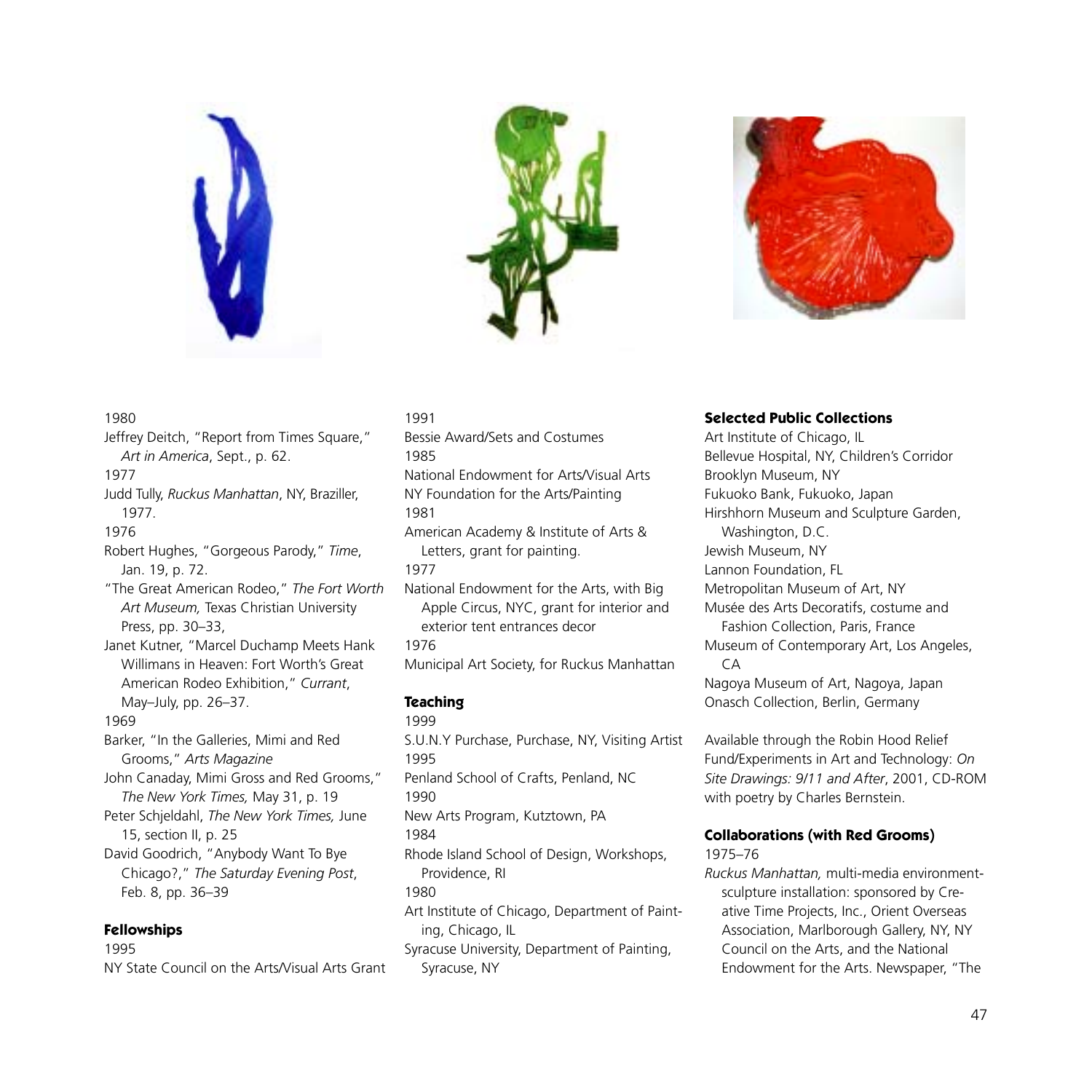1980

Jeffrey Deitch, "Report from Times Square," *Art in America*, Sept., p. 62.

1977

Judd Tully, *Ruckus Manhattan*, NY, Braziller, 1977.

1976

Robert Hughes, "Gorgeous Parody," *Time*, Jan. 19, p. 72.

"The Great American Rodeo," *The Fort Worth Art Museum,* Texas Christian University Press, pp. 30–33,

Janet Kutner, "Marcel Duchamp Meets Hank Willimans in Heaven: Fort Worth's Great American Rodeo Exhibition," *Currant*, May–July, pp. 26–37.

1969

Barker, "In the Galleries, Mimi and Red Grooms," *Arts Magazine*

John Canaday, Mimi Gross and Red Grooms," *The New York Times,* May 31, p. 19

Peter Schjeldahl, *The New York Times,* June 15, section II, p. 25

David Goodrich, "Anybody Want To Bye Chicago?," *The Saturday Evening Post*, Feb. 8, pp. 36–39

### Fellowships

1995

NY State Council on the Arts/Visual Arts Grant

1991

Bessie Award/Sets and Costumes

1985

National Endowment for Arts/Visual Arts

NY Foundation for the Arts/Painting

1981

American Academy & Institute of Arts & Letters, grant for painting.

1977

National Endowment for the Arts, with Big Apple Circus, NYC, grant for interior and exterior tent entrances decor

1976

Municipal Art Society, for Ruckus Manhattan

### Teaching

1999

S.U.N.Y Purchase, Purchase, NY, Visiting Artist

1995

Penland School of Crafts, Penland, NC

1990

New Arts Program, Kutztown, PA

1984

Rhode Island School of Design, Workshops, Providence, RI

1980

Art Institute of Chicago, Department of Painting, Chicago, IL

Syracuse University, Department of Painting, Syracuse, NY

### Selected Public Collections

Art Institute of Chicago, IL

Bellevue Hospital, NY, Children's Corridor

Brooklyn Museum, NY

Fukuoko Bank, Fukuoko, Japan

Hirshhorn Museum and Sculpture Garden, Washington, D.C.

Jewish Museum, NY

Lannon Foundation, FL

Metropolitan Museum of Art, NY

Musée des Arts Decoratifs, costume and Fashion Collection, Paris, France

Museum of Contemporary Art, Los Angeles, CA

Nagoya Museum of Art, Nagoya, Japan

Onasch Collection, Berlin, Germany

Available through the Robin Hood Relief Fund/Experiments in Art and Technology: *On Site Drawings: 9/11 and After*, 2001, CD-ROM with poetry by Charles Bernstein.

### Collaborations (with Red Grooms)

1975–76

*Ruckus Manhattan,* multi-media environment-sculpture installation: sponsored by Creative Time Projects, Inc., Orient Overseas Association, Marlborough Gallery, NY, NY Council on the Arts, and the National Endowment for the Arts. Newspaper, "The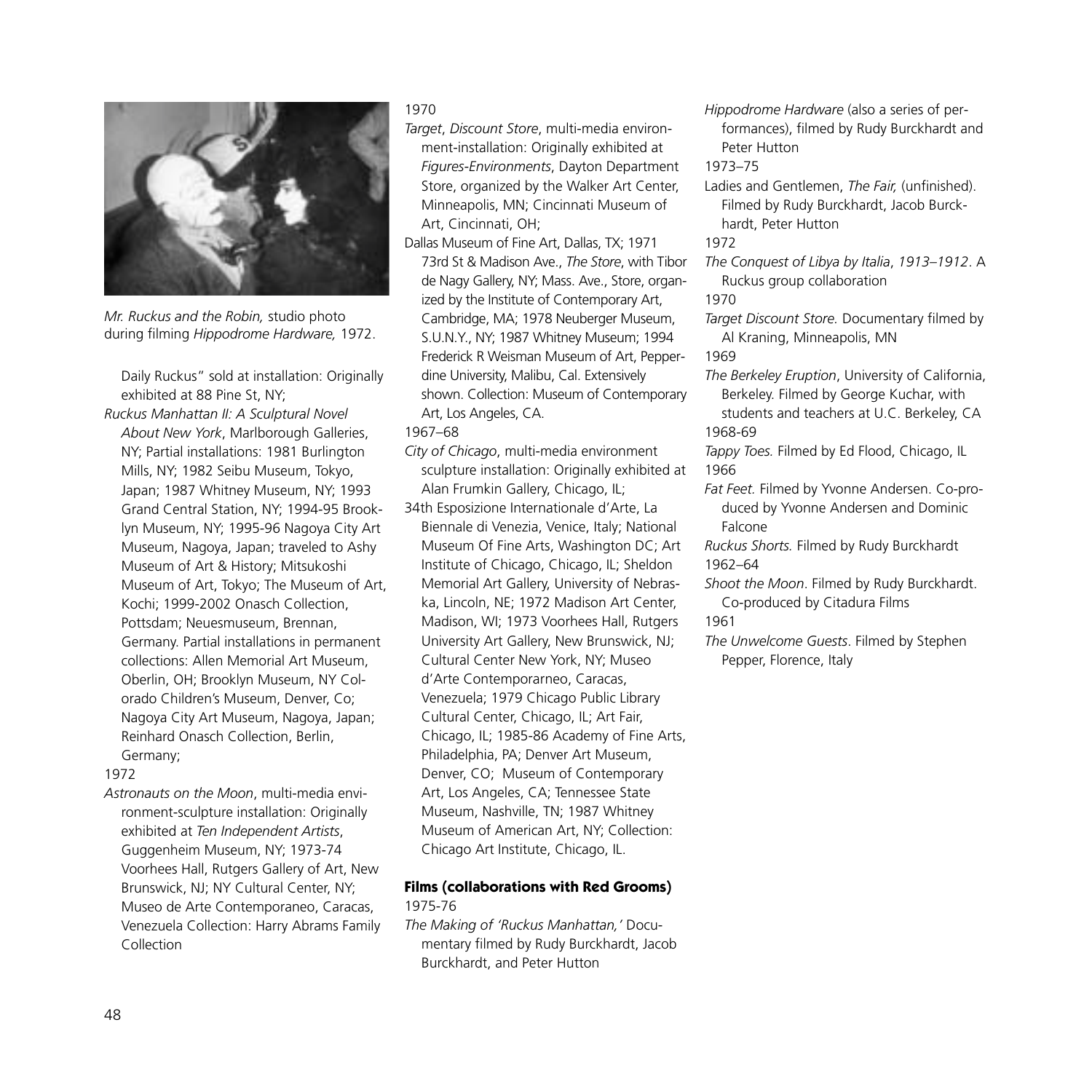*Mr. Ruckus and the Robin,* studio photo during filming *Hippodrome Hardware,* 1972.

Daily Ruckus" sold at installation: Originally exhibited at 88 Pine St, NY;

*Ruckus Manhattan II: A Sculptural Novel About New York*, Marlborough Galleries, NY; Partial installations: 1981 Burlington Mills, NY; 1982 Seibu Museum, Tokyo, Japan; 1987 Whitney Museum, NY; 1993 Grand Central Station, NY; 1994-95 Brooklyn Museum, NY; 1995-96 Nagoya City Art Museum, Nagoya, Japan; traveled to Ashy Museum of Art & History; Mitsukoshi Museum of Art, Tokyo; The Museum of Art, Kochi; 1999-2002 Onasch Collection, Pottsdam; Neuesmuseum, Brennan, Germany. Partial installations in permanent collections: Allen Memorial Art Museum, Oberlin, OH; Brooklyn Museum, NY Colorado Children's Museum, Denver, Co; Nagoya City Art Museum, Nagoya, Japan; Reinhard Onasch Collection, Berlin, Germany;

1972

*Astronauts on the Moon*, multi-media environment-sculpture installation: Originally exhibited at *Ten Independent Artists*, Guggenheim Museum, NY; 1973-74 Voorhees Hall, Rutgers Gallery of Art, New Brunswick, NJ; NY Cultural Center, NY; Museo de Arte Contemporaneo, Caracas, Venezuela Collection: Harry Abrams Family Collection

1970

*Target*, *Discount Store*, multi-media environment-installation: Originally exhibited at *Figures-Environments*, Dayton Department Store, organized by the Walker Art Center, Minneapolis, MN; Cincinnati Museum of Art, Cincinnati, OH;

Dallas Museum of Fine Art, Dallas, TX; 1971 73rd St & Madison Ave., *The Store*, with Tibor de Nagy Gallery, NY; Mass. Ave., Store, organized by the Institute of Contemporary Art, Cambridge, MA; 1978 Neuberger Museum, S.U.N.Y., NY; 1987 Whitney Museum; 1994 Frederick R Weisman Museum of Art, Pepperdine University, Malibu, Cal. Extensively shown. Collection: Museum of Contemporary Art, Los Angeles, CA.

1967–68

*City of Chicago*, multi-media environment sculpture installation: Originally exhibited at Alan Frumkin Gallery, Chicago, IL;

34th Esposizione Internationale d'Arte, La Biennale di Venezia, Venice, Italy; National Museum Of Fine Arts, Washington DC; Art Institute of Chicago, Chicago, IL; Sheldon Memorial Art Gallery, University of Nebraska, Lincoln, NE; 1972 Madison Art Center, Madison, WI; 1973 Voorhees Hall, Rutgers University Art Gallery, New Brunswick, NJ; Cultural Center New York, NY; Museo d'Arte Contemporarneo, Caracas, Venezuela; 1979 Chicago Public Library Cultural Center, Chicago, IL; Art Fair, Chicago, IL; 1985-86 Academy of Fine Arts, Philadelphia, PA; Denver Art Museum, Denver, CO; Museum of Contemporary Art, Los Angeles, CA; Tennessee State Museum, Nashville, TN; 1987 Whitney Museum of American Art, NY; Collection: Chicago Art Institute, Chicago, IL.

### Films (collaborations with Red Grooms)

1975-76

*The Making of 'Ruckus Manhattan,'* Documentary filmed by Rudy Burckhardt, Jacob Burckhardt, and Peter Hutton

*Hippodrome Hardware* (also a series of performances), filmed by Rudy Burckhardt and Peter Hutton

1973–75

Ladies and Gentlemen, *The Fair,* (unfinished). Filmed by Rudy Burckhardt, Jacob Burckhardt, Peter Hutton

1972

*The Conquest of Libya by Italia*, *1913–1912*. A Ruckus group collaboration

1970

*Target Discount Store.* Documentary filmed by Al Kraning, Minneapolis, MN

1969

*The Berkeley Eruption*, University of California, Berkeley. Filmed by George Kuchar, with students and teachers at U.C. Berkeley, CA

1968-69

*Tappy Toes.* Filmed by Ed Flood, Chicago, IL

1966

*Fat Feet.* Filmed by Yvonne Andersen. Co-produced by Yvonne Andersen and Dominic Falcone

*Ruckus Shorts.* Filmed by Rudy Burckhardt

1962–64

*Shoot the Moon*. Filmed by Rudy Burckhardt. Co-produced by Citadura Films

1961

*The Unwelcome Guests*. Filmed by Stephen Pepper, Florence, Italy